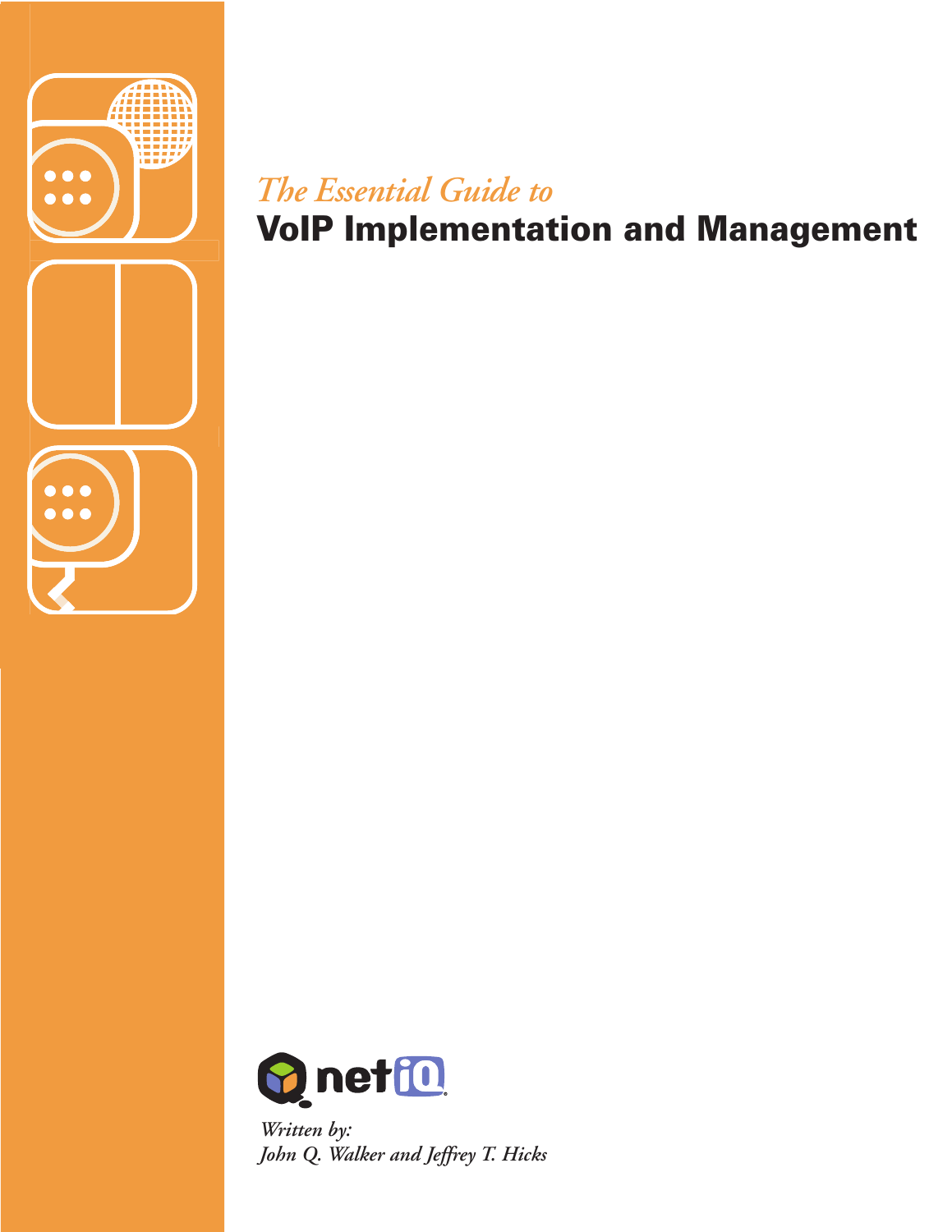*The Essential Guide to*

# VoIP Implementation and Management

netiQ

*Written by:*
*John Q. Walker and Jeffrey T. Hicks*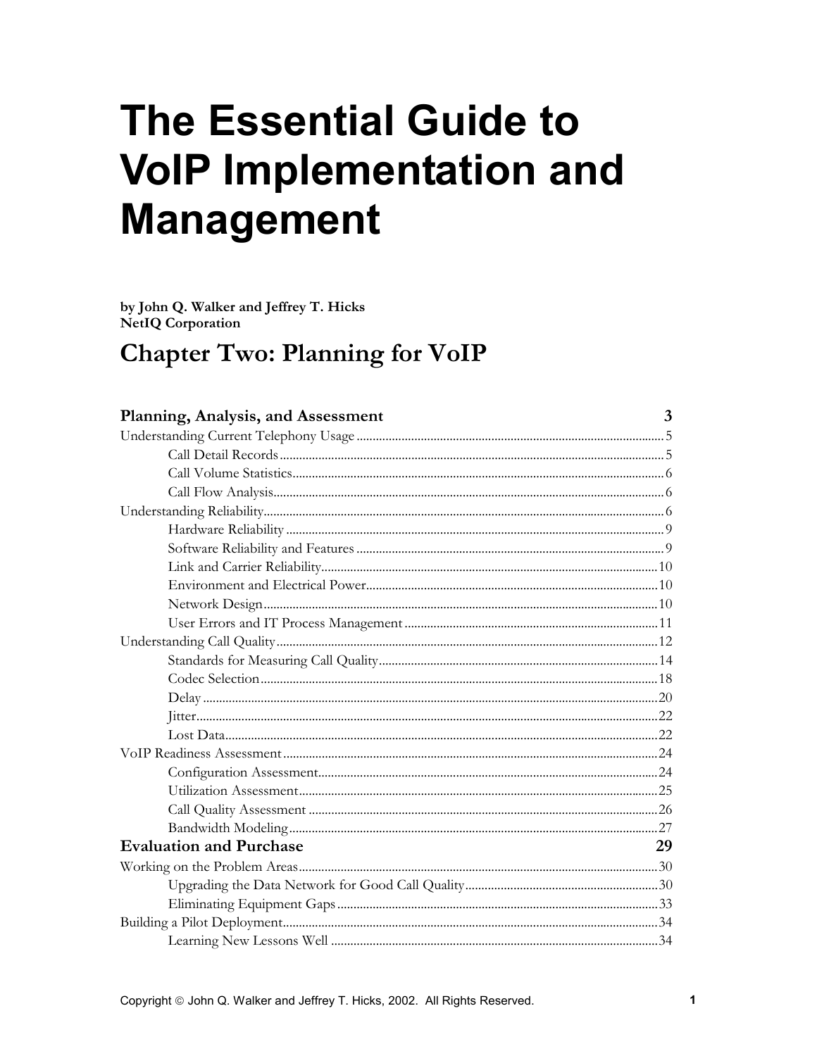# The Essential Guide to VoIP Implementation and Management

**by John Q. Walker and Jeffrey T. Hicks**
**NetIQ Corporation**

## Chapter Two: Planning for VoIP

**Planning, Analysis, and Assessment** ........ 3

- Understanding Current Telephony Usage ........ 5
  - Call Detail Records ........ 5
  - Call Volume Statistics ........ 6
  - Call Flow Analysis ........ 6
- Understanding Reliability ........ 6
  - Hardware Reliability ........ 9
  - Software Reliability and Features ........ 9
  - Link and Carrier Reliability ........ 10
  - Environment and Electrical Power ........ 10
  - Network Design ........ 10
  - User Errors and IT Process Management ........ 11
- Understanding Call Quality ........ 12
  - Standards for Measuring Call Quality ........ 14
  - Codec Selection ........ 18
  - Delay ........ 20
  - Jitter ........ 22
  - Lost Data ........ 22
- VoIP Readiness Assessment ........ 24
  - Configuration Assessment ........ 24
  - Utilization Assessment ........ 25
  - Call Quality Assessment ........ 26
  - Bandwidth Modeling ........ 27

**Evaluation and Purchase** ........ 29

- Working on the Problem Areas ........ 30
  - Upgrading the Data Network for Good Call Quality ........ 30
  - Eliminating Equipment Gaps ........ 33
- Building a Pilot Deployment ........ 34
  - Learning New Lessons Well ........ 34

Copyright © John Q. Walker and Jeffrey T. Hicks, 2002. All Rights Reserved.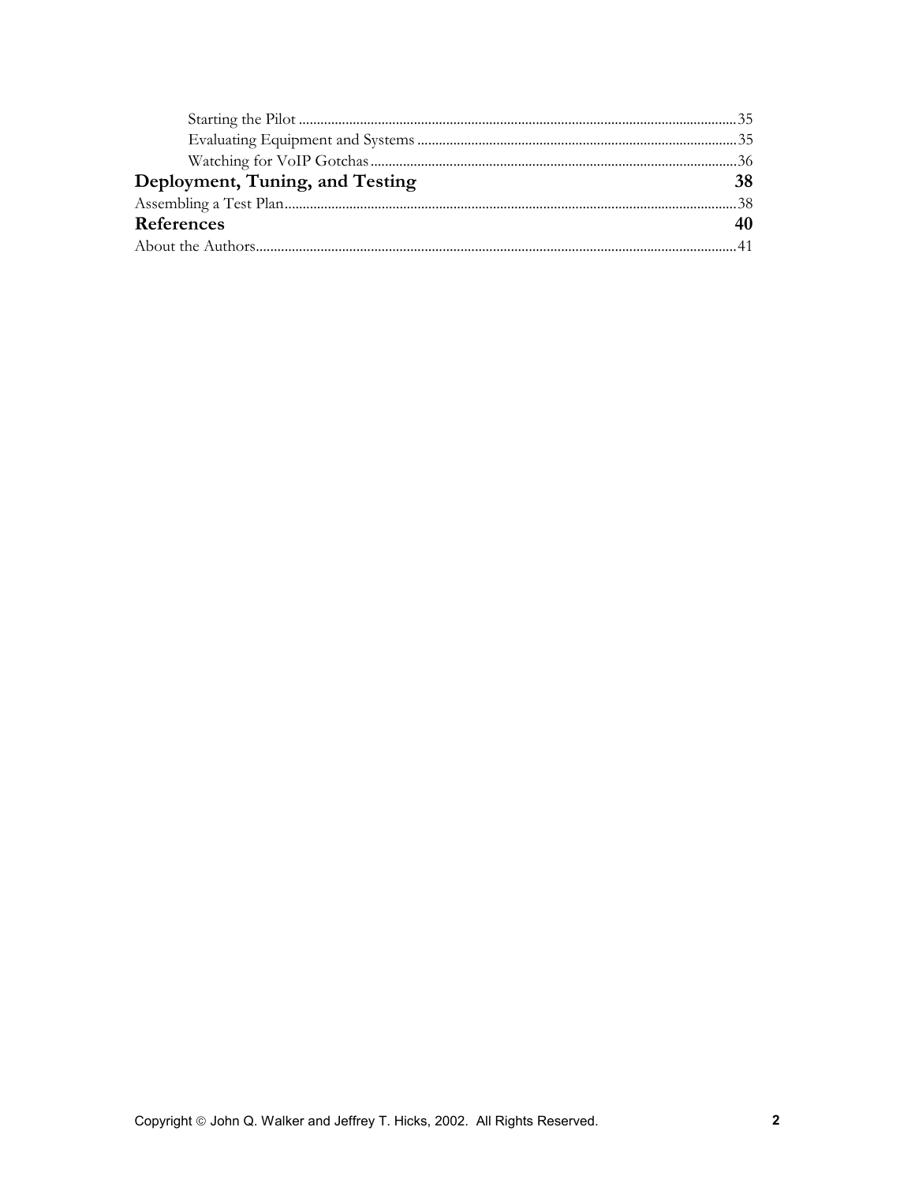Starting the Pilot ........................................................................................................................35
Evaluating Equipment and Systems ........................................................................................35
Watching for VoIP Gotchas.....................................................................................................36

**Deployment, Tuning, and Testing** **38**

Assembling a Test Plan...............................................................................................................38

**References** **40**

About the Authors.......................................................................................................................41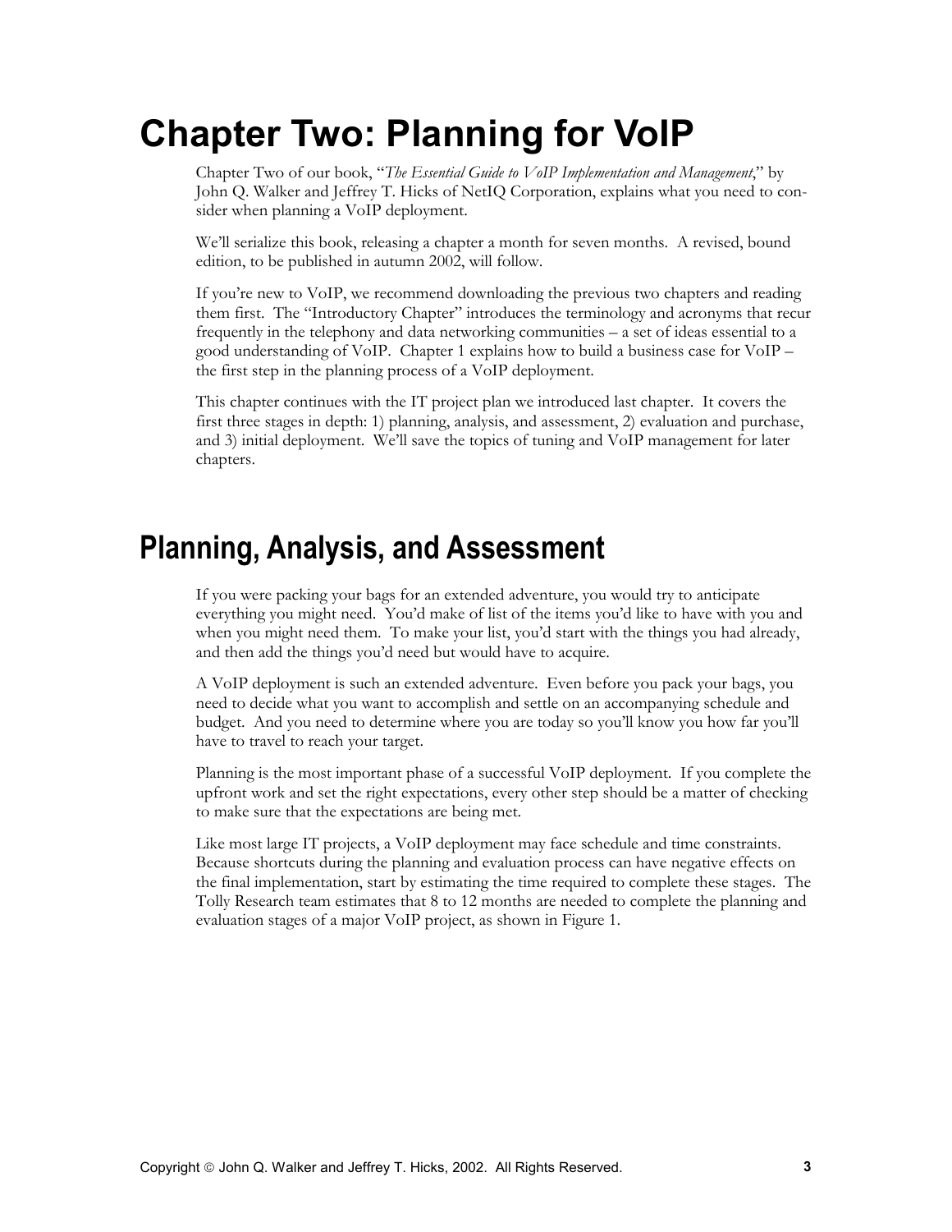# Chapter Two: Planning for VoIP

Chapter Two of our book, "*The Essential Guide to VoIP Implementation and Management*," by John Q. Walker and Jeffrey T. Hicks of NetIQ Corporation, explains what you need to consider when planning a VoIP deployment.

We'll serialize this book, releasing a chapter a month for seven months. A revised, bound edition, to be published in autumn 2002, will follow.

If you're new to VoIP, we recommend downloading the previous two chapters and reading them first. The "Introductory Chapter" introduces the terminology and acronyms that recur frequently in the telephony and data networking communities – a set of ideas essential to a good understanding of VoIP. Chapter 1 explains how to build a business case for VoIP – the first step in the planning process of a VoIP deployment.

This chapter continues with the IT project plan we introduced last chapter. It covers the first three stages in depth: 1) planning, analysis, and assessment, 2) evaluation and purchase, and 3) initial deployment. We'll save the topics of tuning and VoIP management for later chapters.

## Planning, Analysis, and Assessment

If you were packing your bags for an extended adventure, you would try to anticipate everything you might need. You'd make of list of the items you'd like to have with you and when you might need them. To make your list, you'd start with the things you had already, and then add the things you'd need but would have to acquire.

A VoIP deployment is such an extended adventure. Even before you pack your bags, you need to decide what you want to accomplish and settle on an accompanying schedule and budget. And you need to determine where you are today so you'll know you how far you'll have to travel to reach your target.

Planning is the most important phase of a successful VoIP deployment. If you complete the upfront work and set the right expectations, every other step should be a matter of checking to make sure that the expectations are being met.

Like most large IT projects, a VoIP deployment may face schedule and time constraints. Because shortcuts during the planning and evaluation process can have negative effects on the final implementation, start by estimating the time required to complete these stages. The Tolly Research team estimates that 8 to 12 months are needed to complete the planning and evaluation stages of a major VoIP project, as shown in Figure 1.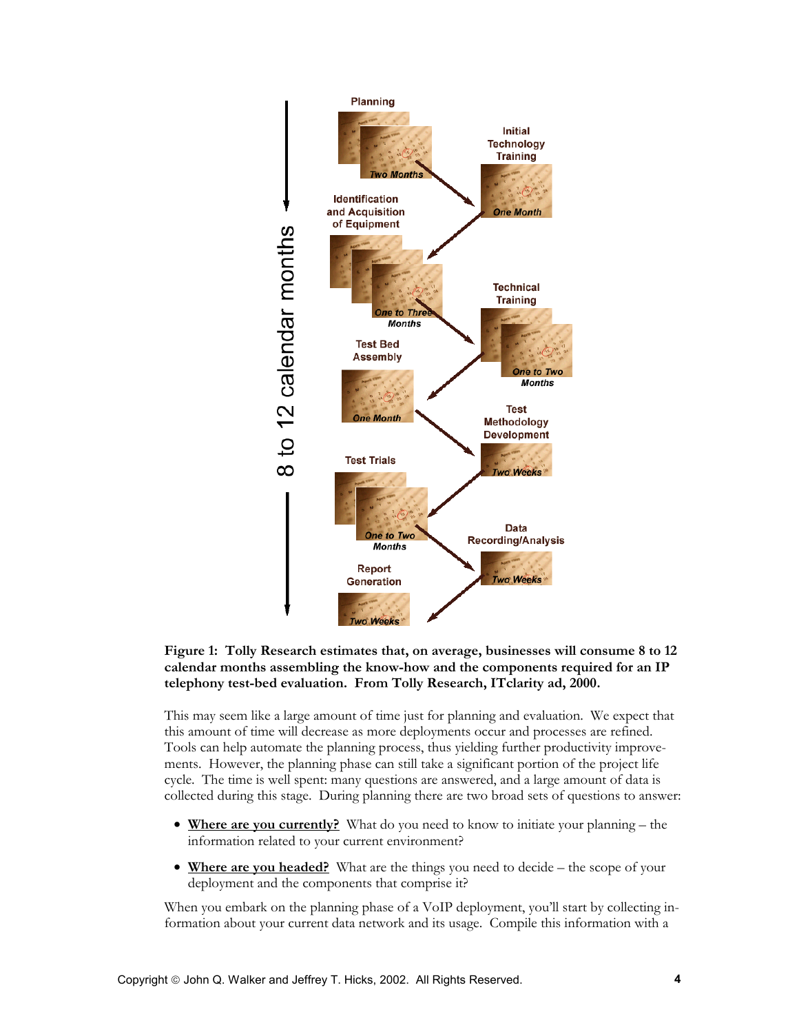**Figure 1: Tolly Research estimates that, on average, businesses will consume 8 to 12 calendar months assembling the know-how and the components required for an IP telephony test-bed evaluation. From Tolly Research, ITclarity ad, 2000.**

This may seem like a large amount of time just for planning and evaluation. We expect that this amount of time will decrease as more deployments occur and processes are refined. Tools can help automate the planning process, thus yielding further productivity improvements. However, the planning phase can still take a significant portion of the project life cycle. The time is well spent: many questions are answered, and a large amount of data is collected during this stage. During planning there are two broad sets of questions to answer:

- **Where are you currently?** What do you need to know to initiate your planning – the information related to your current environment?
- **Where are you headed?** What are the things you need to decide – the scope of your deployment and the components that comprise it?

When you embark on the planning phase of a VoIP deployment, you'll start by collecting information about your current data network and its usage. Compile this information with a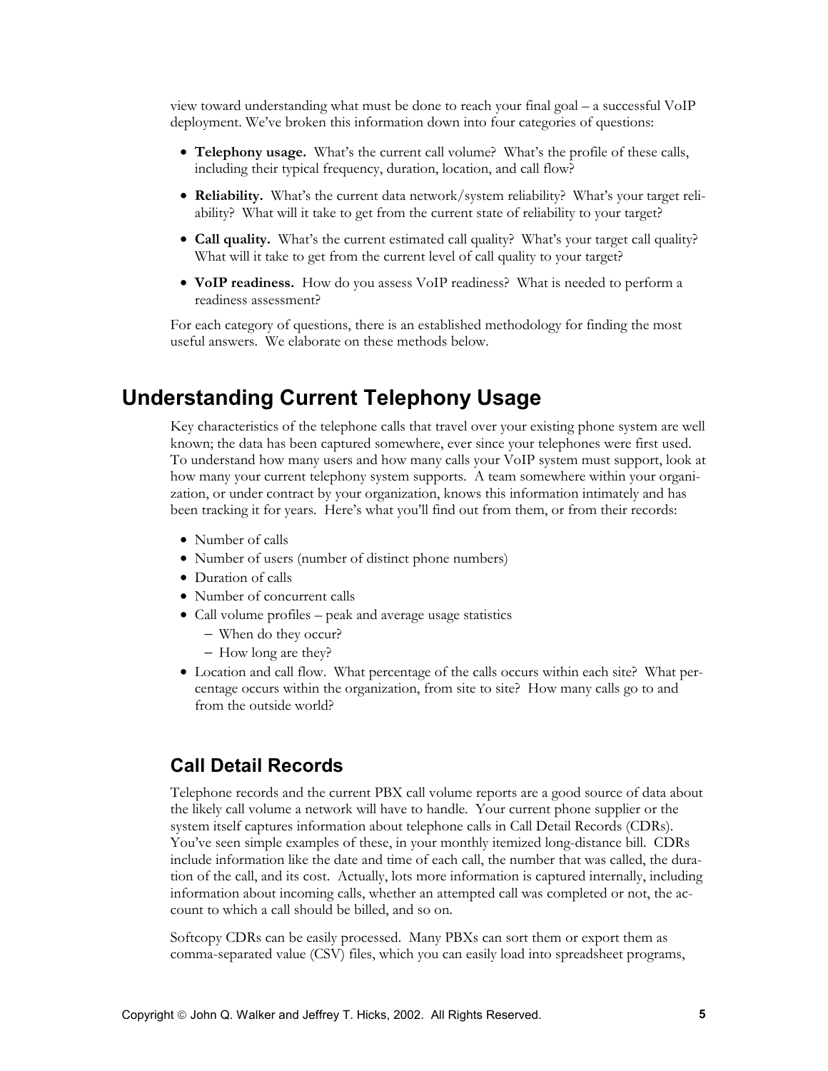view toward understanding what must be done to reach your final goal – a successful VoIP deployment. We've broken this information down into four categories of questions:

- **Telephony usage.** What's the current call volume? What's the profile of these calls, including their typical frequency, duration, location, and call flow?
- **Reliability.** What's the current data network/system reliability? What's your target reliability? What will it take to get from the current state of reliability to your target?
- **Call quality.** What's the current estimated call quality? What's your target call quality? What will it take to get from the current level of call quality to your target?
- **VoIP readiness.** How do you assess VoIP readiness? What is needed to perform a readiness assessment?

For each category of questions, there is an established methodology for finding the most useful answers. We elaborate on these methods below.

# Understanding Current Telephony Usage

Key characteristics of the telephone calls that travel over your existing phone system are well known; the data has been captured somewhere, ever since your telephones were first used. To understand how many users and how many calls your VoIP system must support, look at how many your current telephony system supports. A team somewhere within your organization, or under contract by your organization, knows this information intimately and has been tracking it for years. Here's what you'll find out from them, or from their records:

- Number of calls
- Number of users (number of distinct phone numbers)
- Duration of calls
- Number of concurrent calls
- Call volume profiles – peak and average usage statistics
  - When do they occur?
  - How long are they?
- Location and call flow. What percentage of the calls occurs within each site? What percentage occurs within the organization, from site to site? How many calls go to and from the outside world?

## Call Detail Records

Telephone records and the current PBX call volume reports are a good source of data about the likely call volume a network will have to handle. Your current phone supplier or the system itself captures information about telephone calls in Call Detail Records (CDRs). You've seen simple examples of these, in your monthly itemized long-distance bill. CDRs include information like the date and time of each call, the number that was called, the duration of the call, and its cost. Actually, lots more information is captured internally, including information about incoming calls, whether an attempted call was completed or not, the account to which a call should be billed, and so on.

Softcopy CDRs can be easily processed. Many PBXs can sort them or export them as comma-separated value (CSV) files, which you can easily load into spreadsheet programs,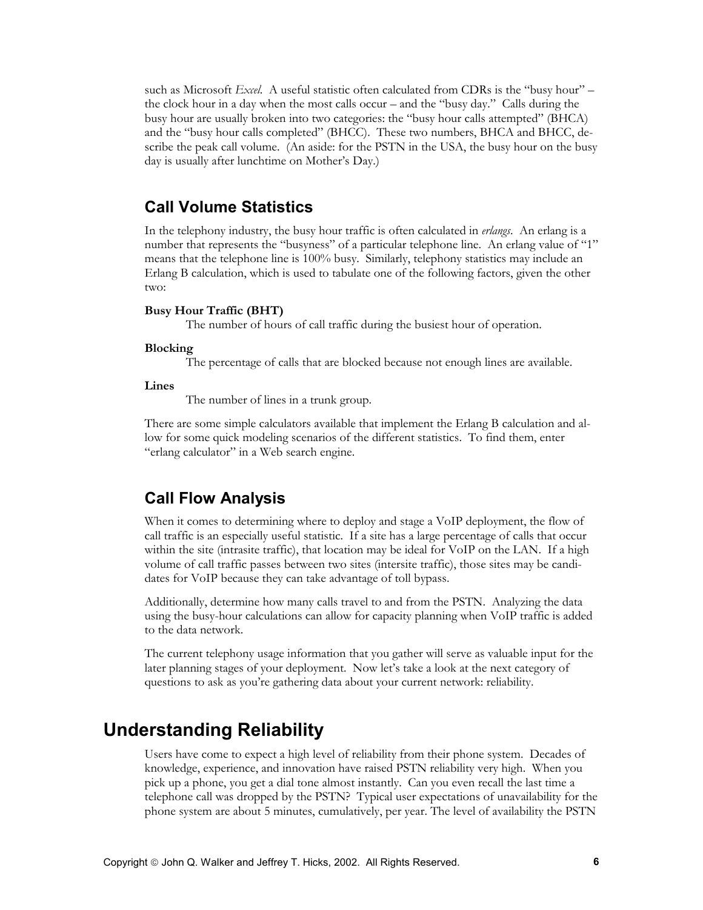such as Microsoft *Excel*. A useful statistic often calculated from CDRs is the "busy hour" – the clock hour in a day when the most calls occur – and the "busy day." Calls during the busy hour are usually broken into two categories: the "busy hour calls attempted" (BHCA) and the "busy hour calls completed" (BHCC). These two numbers, BHCA and BHCC, describe the peak call volume. (An aside: for the PSTN in the USA, the busy hour on the busy day is usually after lunchtime on Mother's Day.)

## Call Volume Statistics

In the telephony industry, the busy hour traffic is often calculated in *erlangs*. An erlang is a number that represents the "busyness" of a particular telephone line. An erlang value of "1" means that the telephone line is 100% busy. Similarly, telephony statistics may include an Erlang B calculation, which is used to tabulate one of the following factors, given the other two:

**Busy Hour Traffic (BHT)**

The number of hours of call traffic during the busiest hour of operation.

**Blocking**

The percentage of calls that are blocked because not enough lines are available.

**Lines**

The number of lines in a trunk group.

There are some simple calculators available that implement the Erlang B calculation and allow for some quick modeling scenarios of the different statistics. To find them, enter "erlang calculator" in a Web search engine.

## Call Flow Analysis

When it comes to determining where to deploy and stage a VoIP deployment, the flow of call traffic is an especially useful statistic. If a site has a large percentage of calls that occur within the site (intrasite traffic), that location may be ideal for VoIP on the LAN. If a high volume of call traffic passes between two sites (intersite traffic), those sites may be candidates for VoIP because they can take advantage of toll bypass.

Additionally, determine how many calls travel to and from the PSTN. Analyzing the data using the busy-hour calculations can allow for capacity planning when VoIP traffic is added to the data network.

The current telephony usage information that you gather will serve as valuable input for the later planning stages of your deployment. Now let's take a look at the next category of questions to ask as you're gathering data about your current network: reliability.

# Understanding Reliability

Users have come to expect a high level of reliability from their phone system. Decades of knowledge, experience, and innovation have raised PSTN reliability very high. When you pick up a phone, you get a dial tone almost instantly. Can you even recall the last time a telephone call was dropped by the PSTN? Typical user expectations of unavailability for the phone system are about 5 minutes, cumulatively, per year. The level of availability the PSTN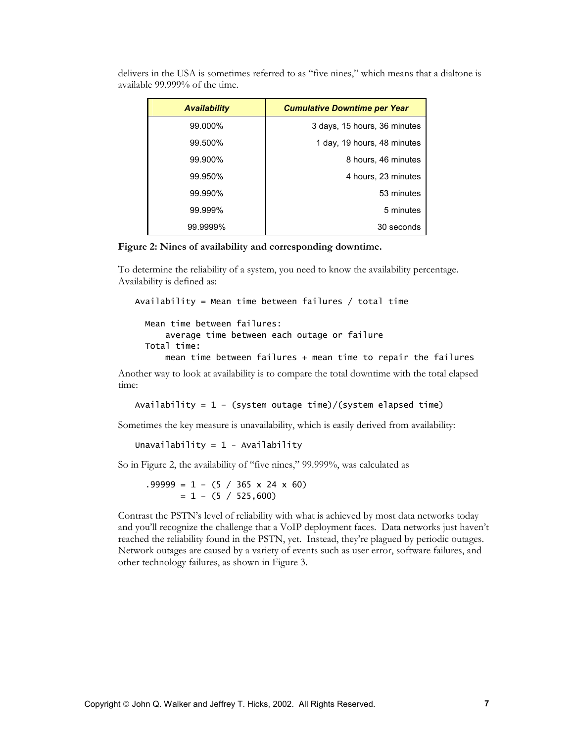delivers in the USA is sometimes referred to as "five nines," which means that a dialtone is available 99.999% of the time.

| *Availability* | *Cumulative Downtime per Year* |
|---|---|
| 99.000% | 3 days, 15 hours, 36 minutes |
| 99.500% | 1 day, 19 hours, 48 minutes |
| 99.900% | 8 hours, 46 minutes |
| 99.950% | 4 hours, 23 minutes |
| 99.990% | 53 minutes |
| 99.999% | 5 minutes |
| 99.9999% | 30 seconds |

**Figure 2: Nines of availability and corresponding downtime.**

To determine the reliability of a system, you need to know the availability percentage. Availability is defined as:

```
Availability = Mean time between failures / total time

  Mean time between failures:
      average time between each outage or failure
  Total time:
      mean time between failures + mean time to repair the failures
```

Another way to look at availability is to compare the total downtime with the total elapsed time:

```
Availability = 1 – (system outage time)/(system elapsed time)
```

Sometimes the key measure is unavailability, which is easily derived from availability:

```
Unavailability = 1 - Availability
```

So in Figure 2, the availability of "five nines," 99.999%, was calculated as

```
.99999 = 1 – (5 / 365 x 24 x 60)
       = 1 – (5 / 525,600)
```

Contrast the PSTN's level of reliability with what is achieved by most data networks today and you'll recognize the challenge that a VoIP deployment faces. Data networks just haven't reached the reliability found in the PSTN, yet. Instead, they're plagued by periodic outages. Network outages are caused by a variety of events such as user error, software failures, and other technology failures, as shown in Figure 3.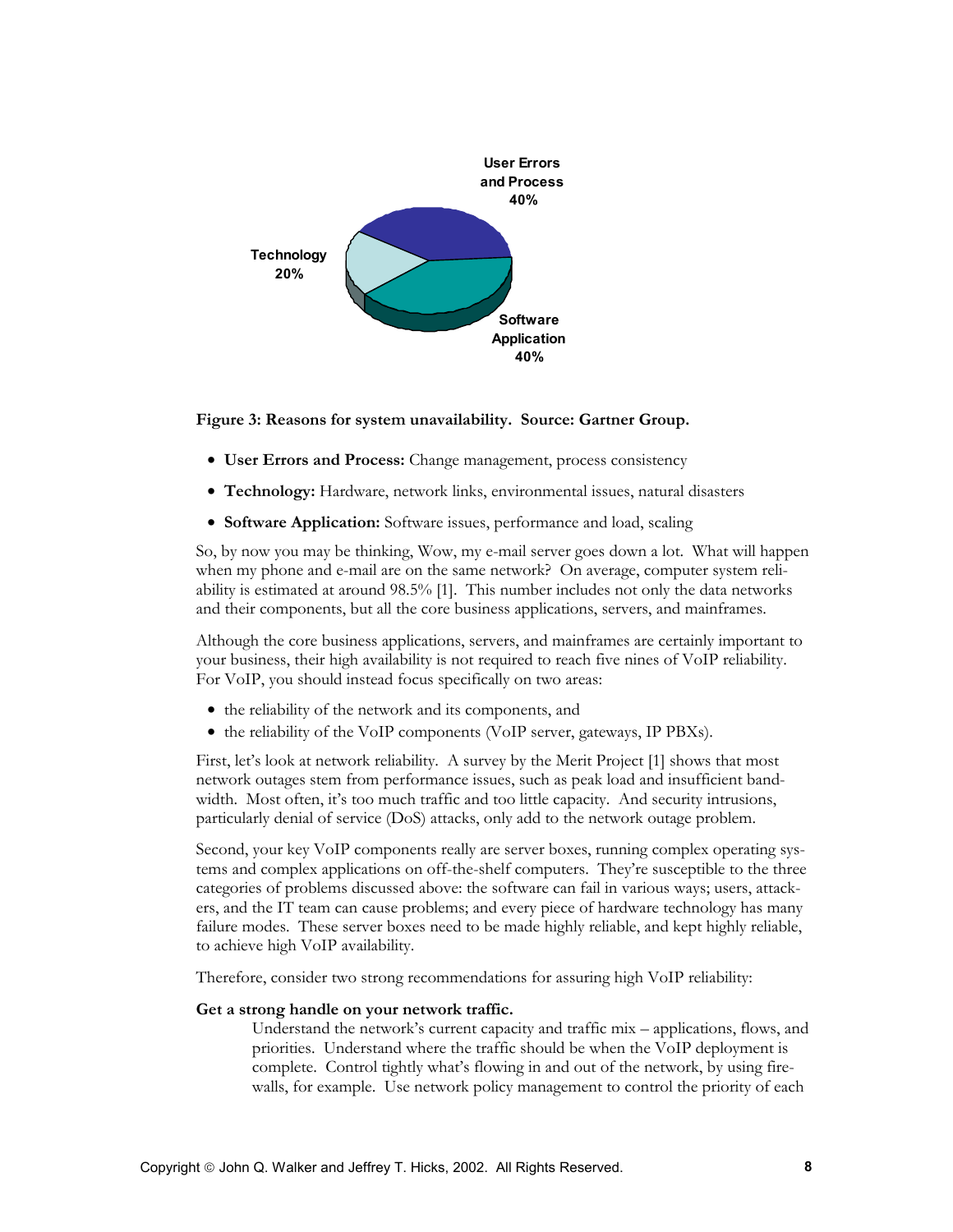**Figure 3: Reasons for system unavailability. Source: Gartner Group.**

- **User Errors and Process:** Change management, process consistency
- **Technology:** Hardware, network links, environmental issues, natural disasters
- **Software Application:** Software issues, performance and load, scaling

So, by now you may be thinking, Wow, my e-mail server goes down a lot. What will happen when my phone and e-mail are on the same network? On average, computer system reliability is estimated at around 98.5% [1]. This number includes not only the data networks and their components, but all the core business applications, servers, and mainframes.

Although the core business applications, servers, and mainframes are certainly important to your business, their high availability is not required to reach five nines of VoIP reliability. For VoIP, you should instead focus specifically on two areas:

- the reliability of the network and its components, and
- the reliability of the VoIP components (VoIP server, gateways, IP PBXs).

First, let's look at network reliability. A survey by the Merit Project [1] shows that most network outages stem from performance issues, such as peak load and insufficient bandwidth. Most often, it's too much traffic and too little capacity. And security intrusions, particularly denial of service (DoS) attacks, only add to the network outage problem.

Second, your key VoIP components really are server boxes, running complex operating systems and complex applications on off-the-shelf computers. They're susceptible to the three categories of problems discussed above: the software can fail in various ways; users, attackers, and the IT team can cause problems; and every piece of hardware technology has many failure modes. These server boxes need to be made highly reliable, and kept highly reliable, to achieve high VoIP availability.

Therefore, consider two strong recommendations for assuring high VoIP reliability:

**Get a strong handle on your network traffic.**

Understand the network's current capacity and traffic mix – applications, flows, and priorities. Understand where the traffic should be when the VoIP deployment is complete. Control tightly what's flowing in and out of the network, by using firewalls, for example. Use network policy management to control the priority of each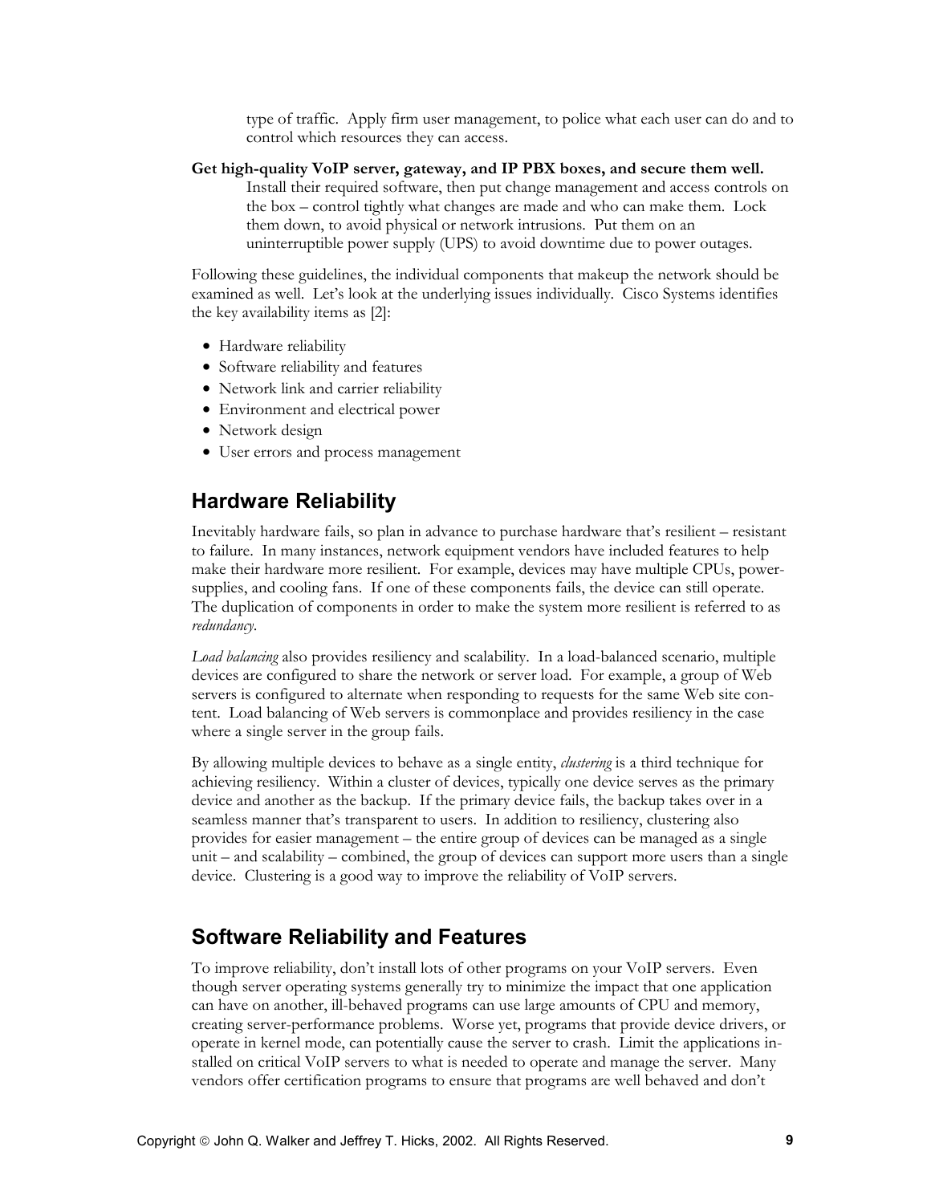type of traffic. Apply firm user management, to police what each user can do and to control which resources they can access.

**Get high-quality VoIP server, gateway, and IP PBX boxes, and secure them well.** Install their required software, then put change management and access controls on the box – control tightly what changes are made and who can make them. Lock them down, to avoid physical or network intrusions. Put them on an uninterruptible power supply (UPS) to avoid downtime due to power outages.

Following these guidelines, the individual components that makeup the network should be examined as well. Let's look at the underlying issues individually. Cisco Systems identifies the key availability items as [2]:

- Hardware reliability
- Software reliability and features
- Network link and carrier reliability
- Environment and electrical power
- Network design
- User errors and process management

## Hardware Reliability

Inevitably hardware fails, so plan in advance to purchase hardware that's resilient – resistant to failure. In many instances, network equipment vendors have included features to help make their hardware more resilient. For example, devices may have multiple CPUs, power-supplies, and cooling fans. If one of these components fails, the device can still operate. The duplication of components in order to make the system more resilient is referred to as *redundancy*.

*Load balancing* also provides resiliency and scalability. In a load-balanced scenario, multiple devices are configured to share the network or server load. For example, a group of Web servers is configured to alternate when responding to requests for the same Web site content. Load balancing of Web servers is commonplace and provides resiliency in the case where a single server in the group fails.

By allowing multiple devices to behave as a single entity, *clustering* is a third technique for achieving resiliency. Within a cluster of devices, typically one device serves as the primary device and another as the backup. If the primary device fails, the backup takes over in a seamless manner that's transparent to users. In addition to resiliency, clustering also provides for easier management – the entire group of devices can be managed as a single unit – and scalability – combined, the group of devices can support more users than a single device. Clustering is a good way to improve the reliability of VoIP servers.

## Software Reliability and Features

To improve reliability, don't install lots of other programs on your VoIP servers. Even though server operating systems generally try to minimize the impact that one application can have on another, ill-behaved programs can use large amounts of CPU and memory, creating server-performance problems. Worse yet, programs that provide device drivers, or operate in kernel mode, can potentially cause the server to crash. Limit the applications installed on critical VoIP servers to what is needed to operate and manage the server. Many vendors offer certification programs to ensure that programs are well behaved and don't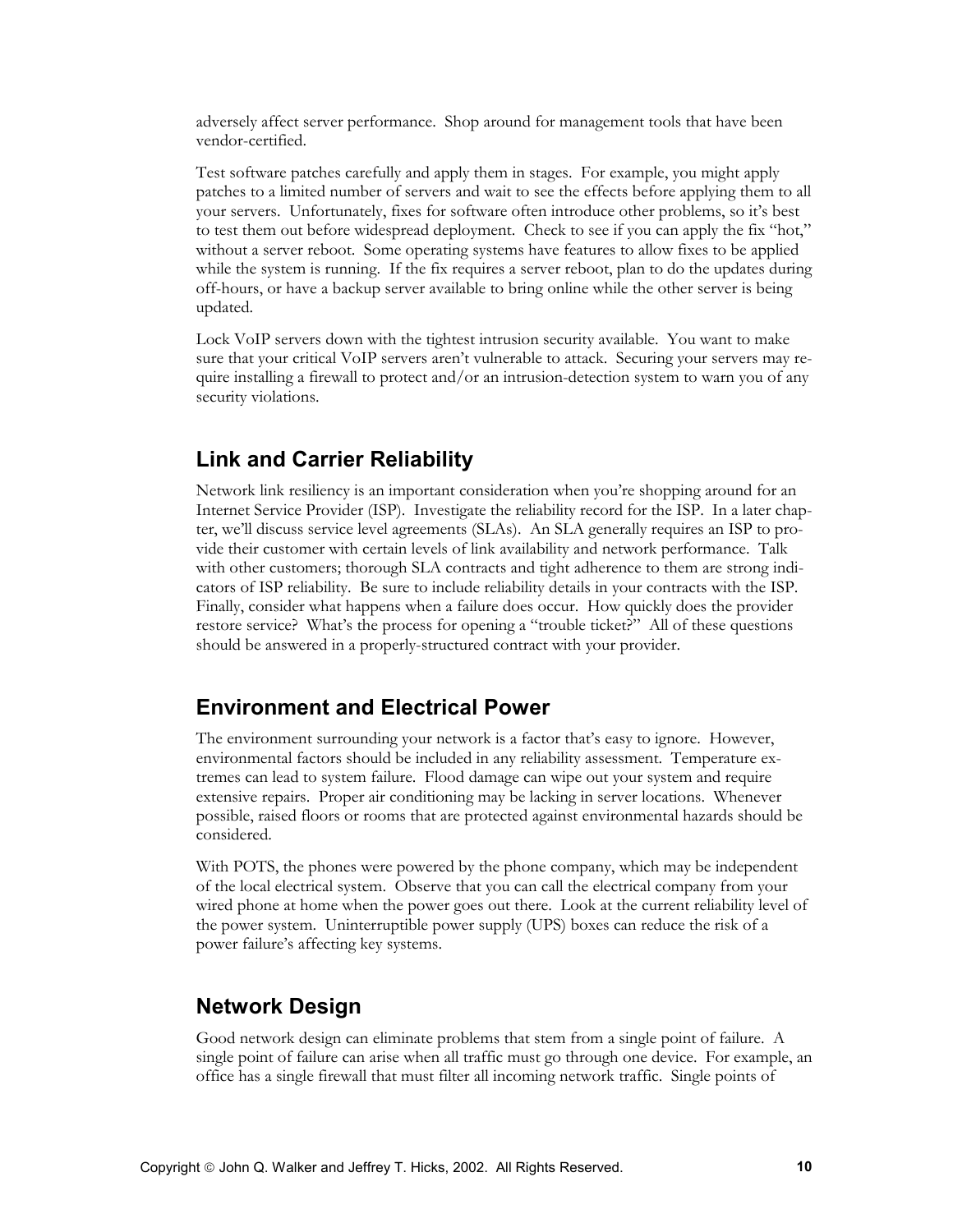adversely affect server performance. Shop around for management tools that have been vendor-certified.

Test software patches carefully and apply them in stages. For example, you might apply patches to a limited number of servers and wait to see the effects before applying them to all your servers. Unfortunately, fixes for software often introduce other problems, so it's best to test them out before widespread deployment. Check to see if you can apply the fix "hot," without a server reboot. Some operating systems have features to allow fixes to be applied while the system is running. If the fix requires a server reboot, plan to do the updates during off-hours, or have a backup server available to bring online while the other server is being updated.

Lock VoIP servers down with the tightest intrusion security available. You want to make sure that your critical VoIP servers aren't vulnerable to attack. Securing your servers may require installing a firewall to protect and/or an intrusion-detection system to warn you of any security violations.

## Link and Carrier Reliability

Network link resiliency is an important consideration when you're shopping around for an Internet Service Provider (ISP). Investigate the reliability record for the ISP. In a later chapter, we'll discuss service level agreements (SLAs). An SLA generally requires an ISP to provide their customer with certain levels of link availability and network performance. Talk with other customers; thorough SLA contracts and tight adherence to them are strong indicators of ISP reliability. Be sure to include reliability details in your contracts with the ISP. Finally, consider what happens when a failure does occur. How quickly does the provider restore service? What's the process for opening a "trouble ticket?" All of these questions should be answered in a properly-structured contract with your provider.

## Environment and Electrical Power

The environment surrounding your network is a factor that's easy to ignore. However, environmental factors should be included in any reliability assessment. Temperature extremes can lead to system failure. Flood damage can wipe out your system and require extensive repairs. Proper air conditioning may be lacking in server locations. Whenever possible, raised floors or rooms that are protected against environmental hazards should be considered.

With POTS, the phones were powered by the phone company, which may be independent of the local electrical system. Observe that you can call the electrical company from your wired phone at home when the power goes out there. Look at the current reliability level of the power system. Uninterruptible power supply (UPS) boxes can reduce the risk of a power failure's affecting key systems.

## Network Design

Good network design can eliminate problems that stem from a single point of failure. A single point of failure can arise when all traffic must go through one device. For example, an office has a single firewall that must filter all incoming network traffic. Single points of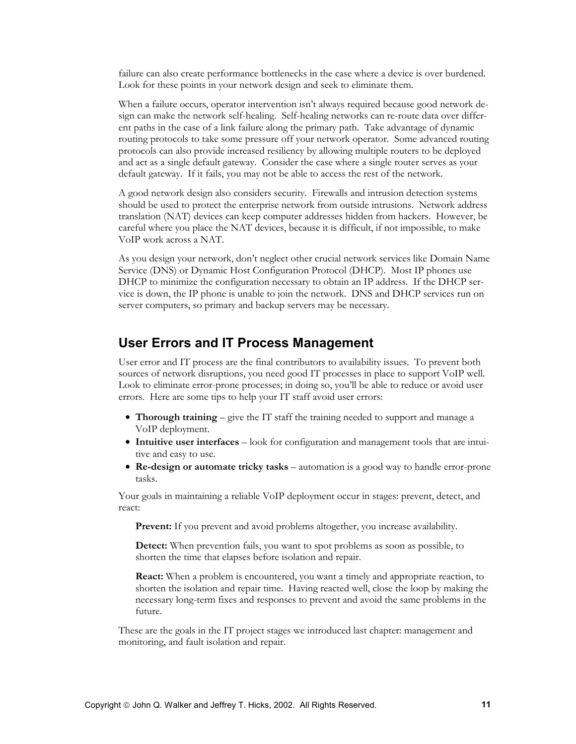failure can also create performance bottlenecks in the case where a device is over burdened. Look for these points in your network design and seek to eliminate them.

When a failure occurs, operator intervention isn't always required because good network design can make the network self-healing. Self-healing networks can re-route data over different paths in the case of a link failure along the primary path. Take advantage of dynamic routing protocols to take some pressure off your network operator. Some advanced routing protocols can also provide increased resiliency by allowing multiple routers to be deployed and act as a single default gateway. Consider the case where a single router serves as your default gateway. If it fails, you may not be able to access the rest of the network.

A good network design also considers security. Firewalls and intrusion detection systems should be used to protect the enterprise network from outside intrusions. Network address translation (NAT) devices can keep computer addresses hidden from hackers. However, be careful where you place the NAT devices, because it is difficult, if not impossible, to make VoIP work across a NAT.

As you design your network, don't neglect other crucial network services like Domain Name Service (DNS) or Dynamic Host Configuration Protocol (DHCP). Most IP phones use DHCP to minimize the configuration necessary to obtain an IP address. If the DHCP service is down, the IP phone is unable to join the network. DNS and DHCP services run on server computers, so primary and backup servers may be necessary.

## User Errors and IT Process Management

User error and IT process are the final contributors to availability issues. To prevent both sources of network disruptions, you need good IT processes in place to support VoIP well. Look to eliminate error-prone processes; in doing so, you'll be able to reduce or avoid user errors. Here are some tips to help your IT staff avoid user errors:

- **Thorough training** – give the IT staff the training needed to support and manage a VoIP deployment.
- **Intuitive user interfaces** – look for configuration and management tools that are intuitive and easy to use.
- **Re-design or automate tricky tasks** – automation is a good way to handle error-prone tasks.

Your goals in maintaining a reliable VoIP deployment occur in stages: prevent, detect, and react:

**Prevent:** If you prevent and avoid problems altogether, you increase availability.

**Detect:** When prevention fails, you want to spot problems as soon as possible, to shorten the time that elapses before isolation and repair.

**React:** When a problem is encountered, you want a timely and appropriate reaction, to shorten the isolation and repair time. Having reacted well, close the loop by making the necessary long-term fixes and responses to prevent and avoid the same problems in the future.

These are the goals in the IT project stages we introduced last chapter: management and monitoring, and fault isolation and repair.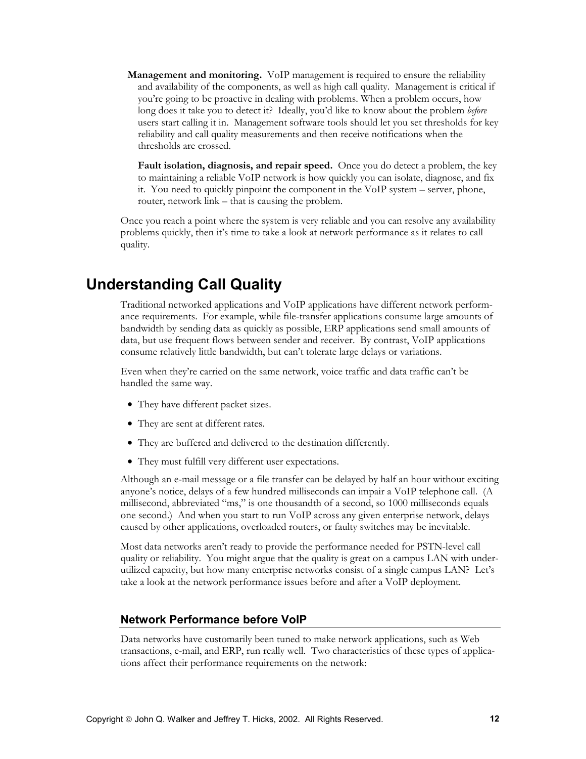**Management and monitoring.** VoIP management is required to ensure the reliability and availability of the components, as well as high call quality. Management is critical if you're going to be proactive in dealing with problems. When a problem occurs, how long does it take you to detect it? Ideally, you'd like to know about the problem *before* users start calling it in. Management software tools should let you set thresholds for key reliability and call quality measurements and then receive notifications when the thresholds are crossed.

**Fault isolation, diagnosis, and repair speed.** Once you do detect a problem, the key to maintaining a reliable VoIP network is how quickly you can isolate, diagnose, and fix it. You need to quickly pinpoint the component in the VoIP system – server, phone, router, network link – that is causing the problem.

Once you reach a point where the system is very reliable and you can resolve any availability problems quickly, then it's time to take a look at network performance as it relates to call quality.

## Understanding Call Quality

Traditional networked applications and VoIP applications have different network performance requirements. For example, while file-transfer applications consume large amounts of bandwidth by sending data as quickly as possible, ERP applications send small amounts of data, but use frequent flows between sender and receiver. By contrast, VoIP applications consume relatively little bandwidth, but can't tolerate large delays or variations.

Even when they're carried on the same network, voice traffic and data traffic can't be handled the same way.

- They have different packet sizes.
- They are sent at different rates.
- They are buffered and delivered to the destination differently.
- They must fulfill very different user expectations.

Although an e-mail message or a file transfer can be delayed by half an hour without exciting anyone's notice, delays of a few hundred milliseconds can impair a VoIP telephone call. (A millisecond, abbreviated "ms," is one thousandth of a second, so 1000 milliseconds equals one second.) And when you start to run VoIP across any given enterprise network, delays caused by other applications, overloaded routers, or faulty switches may be inevitable.

Most data networks aren't ready to provide the performance needed for PSTN-level call quality or reliability. You might argue that the quality is great on a campus LAN with under-utilized capacity, but how many enterprise networks consist of a single campus LAN? Let's take a look at the network performance issues before and after a VoIP deployment.

### Network Performance before VoIP

Data networks have customarily been tuned to make network applications, such as Web transactions, e-mail, and ERP, run really well. Two characteristics of these types of applications affect their performance requirements on the network: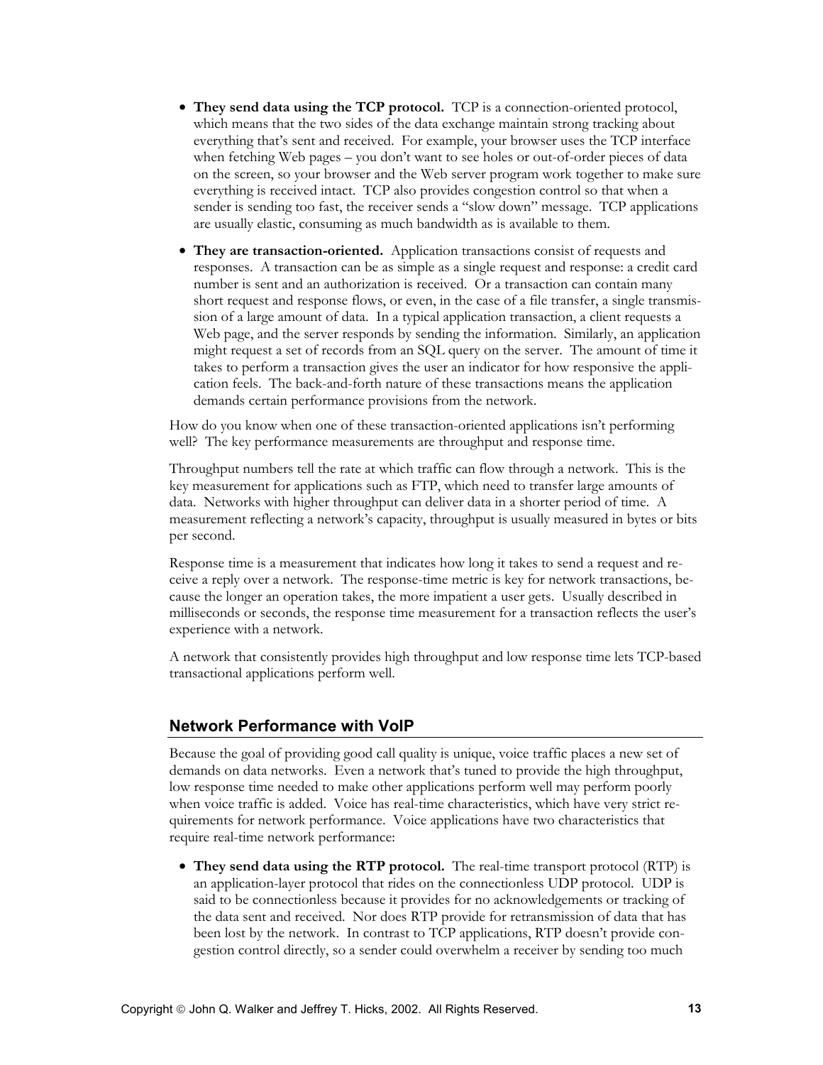- **They send data using the TCP protocol.** TCP is a connection-oriented protocol, which means that the two sides of the data exchange maintain strong tracking about everything that's sent and received. For example, your browser uses the TCP interface when fetching Web pages – you don't want to see holes or out-of-order pieces of data on the screen, so your browser and the Web server program work together to make sure everything is received intact. TCP also provides congestion control so that when a sender is sending too fast, the receiver sends a "slow down" message. TCP applications are usually elastic, consuming as much bandwidth as is available to them.
- **They are transaction-oriented.** Application transactions consist of requests and responses. A transaction can be as simple as a single request and response: a credit card number is sent and an authorization is received. Or a transaction can contain many short request and response flows, or even, in the case of a file transfer, a single transmission of a large amount of data. In a typical application transaction, a client requests a Web page, and the server responds by sending the information. Similarly, an application might request a set of records from an SQL query on the server. The amount of time it takes to perform a transaction gives the user an indicator for how responsive the application feels. The back-and-forth nature of these transactions means the application demands certain performance provisions from the network.

How do you know when one of these transaction-oriented applications isn't performing well? The key performance measurements are throughput and response time.

Throughput numbers tell the rate at which traffic can flow through a network. This is the key measurement for applications such as FTP, which need to transfer large amounts of data. Networks with higher throughput can deliver data in a shorter period of time. A measurement reflecting a network's capacity, throughput is usually measured in bytes or bits per second.

Response time is a measurement that indicates how long it takes to send a request and receive a reply over a network. The response-time metric is key for network transactions, because the longer an operation takes, the more impatient a user gets. Usually described in milliseconds or seconds, the response time measurement for a transaction reflects the user's experience with a network.

A network that consistently provides high throughput and low response time lets TCP-based transactional applications perform well.

## Network Performance with VoIP

Because the goal of providing good call quality is unique, voice traffic places a new set of demands on data networks. Even a network that's tuned to provide the high throughput, low response time needed to make other applications perform well may perform poorly when voice traffic is added. Voice has real-time characteristics, which have very strict requirements for network performance. Voice applications have two characteristics that require real-time network performance:

- **They send data using the RTP protocol.** The real-time transport protocol (RTP) is an application-layer protocol that rides on the connectionless UDP protocol. UDP is said to be connectionless because it provides for no acknowledgements or tracking of the data sent and received. Nor does RTP provide for retransmission of data that has been lost by the network. In contrast to TCP applications, RTP doesn't provide congestion control directly, so a sender could overwhelm a receiver by sending too much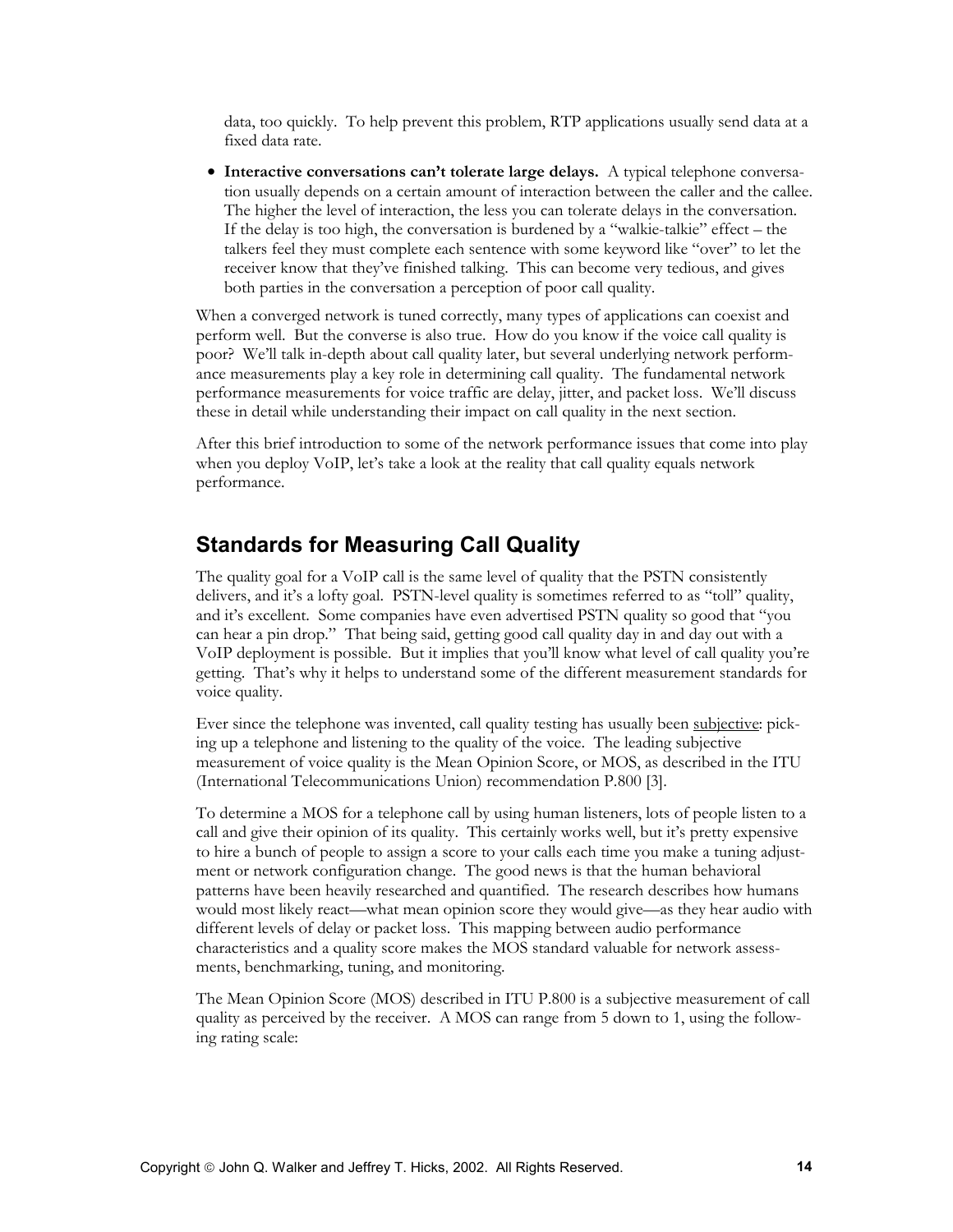data, too quickly. To help prevent this problem, RTP applications usually send data at a fixed data rate.

- **Interactive conversations can't tolerate large delays.** A typical telephone conversation usually depends on a certain amount of interaction between the caller and the callee. The higher the level of interaction, the less you can tolerate delays in the conversation. If the delay is too high, the conversation is burdened by a "walkie-talkie" effect – the talkers feel they must complete each sentence with some keyword like "over" to let the receiver know that they've finished talking. This can become very tedious, and gives both parties in the conversation a perception of poor call quality.

When a converged network is tuned correctly, many types of applications can coexist and perform well. But the converse is also true. How do you know if the voice call quality is poor? We'll talk in-depth about call quality later, but several underlying network performance measurements play a key role in determining call quality. The fundamental network performance measurements for voice traffic are delay, jitter, and packet loss. We'll discuss these in detail while understanding their impact on call quality in the next section.

After this brief introduction to some of the network performance issues that come into play when you deploy VoIP, let's take a look at the reality that call quality equals network performance.

## Standards for Measuring Call Quality

The quality goal for a VoIP call is the same level of quality that the PSTN consistently delivers, and it's a lofty goal. PSTN-level quality is sometimes referred to as "toll" quality, and it's excellent. Some companies have even advertised PSTN quality so good that "you can hear a pin drop." That being said, getting good call quality day in and day out with a VoIP deployment is possible. But it implies that you'll know what level of call quality you're getting. That's why it helps to understand some of the different measurement standards for voice quality.

Ever since the telephone was invented, call quality testing has usually been <u>subjective</u>: picking up a telephone and listening to the quality of the voice. The leading subjective measurement of voice quality is the Mean Opinion Score, or MOS, as described in the ITU (International Telecommunications Union) recommendation P.800 [3].

To determine a MOS for a telephone call by using human listeners, lots of people listen to a call and give their opinion of its quality. This certainly works well, but it's pretty expensive to hire a bunch of people to assign a score to your calls each time you make a tuning adjustment or network configuration change. The good news is that the human behavioral patterns have been heavily researched and quantified. The research describes how humans would most likely react—what mean opinion score they would give—as they hear audio with different levels of delay or packet loss. This mapping between audio performance characteristics and a quality score makes the MOS standard valuable for network assessments, benchmarking, tuning, and monitoring.

The Mean Opinion Score (MOS) described in ITU P.800 is a subjective measurement of call quality as perceived by the receiver. A MOS can range from 5 down to 1, using the following rating scale: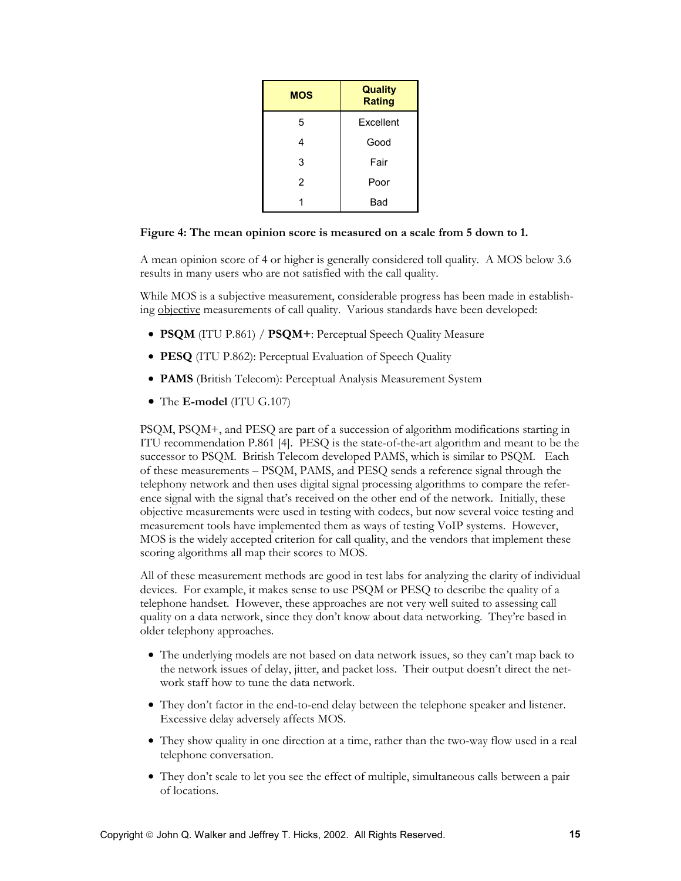| MOS | Quality Rating |
|---|---|
| 5 | Excellent |
| 4 | Good |
| 3 | Fair |
| 2 | Poor |
| 1 | Bad |

**Figure 4: The mean opinion score is measured on a scale from 5 down to 1.**

A mean opinion score of 4 or higher is generally considered toll quality. A MOS below 3.6 results in many users who are not satisfied with the call quality.

While MOS is a subjective measurement, considerable progress has been made in establishing objective measurements of call quality. Various standards have been developed:

- **PSQM** (ITU P.861) / **PSQM+**: Perceptual Speech Quality Measure
- **PESQ** (ITU P.862): Perceptual Evaluation of Speech Quality
- **PAMS** (British Telecom): Perceptual Analysis Measurement System
- The **E-model** (ITU G.107)

PSQM, PSQM+, and PESQ are part of a succession of algorithm modifications starting in ITU recommendation P.861 [4]. PESQ is the state-of-the-art algorithm and meant to be the successor to PSQM. British Telecom developed PAMS, which is similar to PSQM. Each of these measurements – PSQM, PAMS, and PESQ sends a reference signal through the telephony network and then uses digital signal processing algorithms to compare the reference signal with the signal that's received on the other end of the network. Initially, these objective measurements were used in testing with codecs, but now several voice testing and measurement tools have implemented them as ways of testing VoIP systems. However, MOS is the widely accepted criterion for call quality, and the vendors that implement these scoring algorithms all map their scores to MOS.

All of these measurement methods are good in test labs for analyzing the clarity of individual devices. For example, it makes sense to use PSQM or PESQ to describe the quality of a telephone handset. However, these approaches are not very well suited to assessing call quality on a data network, since they don't know about data networking. They're based in older telephony approaches.

- The underlying models are not based on data network issues, so they can't map back to the network issues of delay, jitter, and packet loss. Their output doesn't direct the network staff how to tune the data network.
- They don't factor in the end-to-end delay between the telephone speaker and listener. Excessive delay adversely affects MOS.
- They show quality in one direction at a time, rather than the two-way flow used in a real telephone conversation.
- They don't scale to let you see the effect of multiple, simultaneous calls between a pair of locations.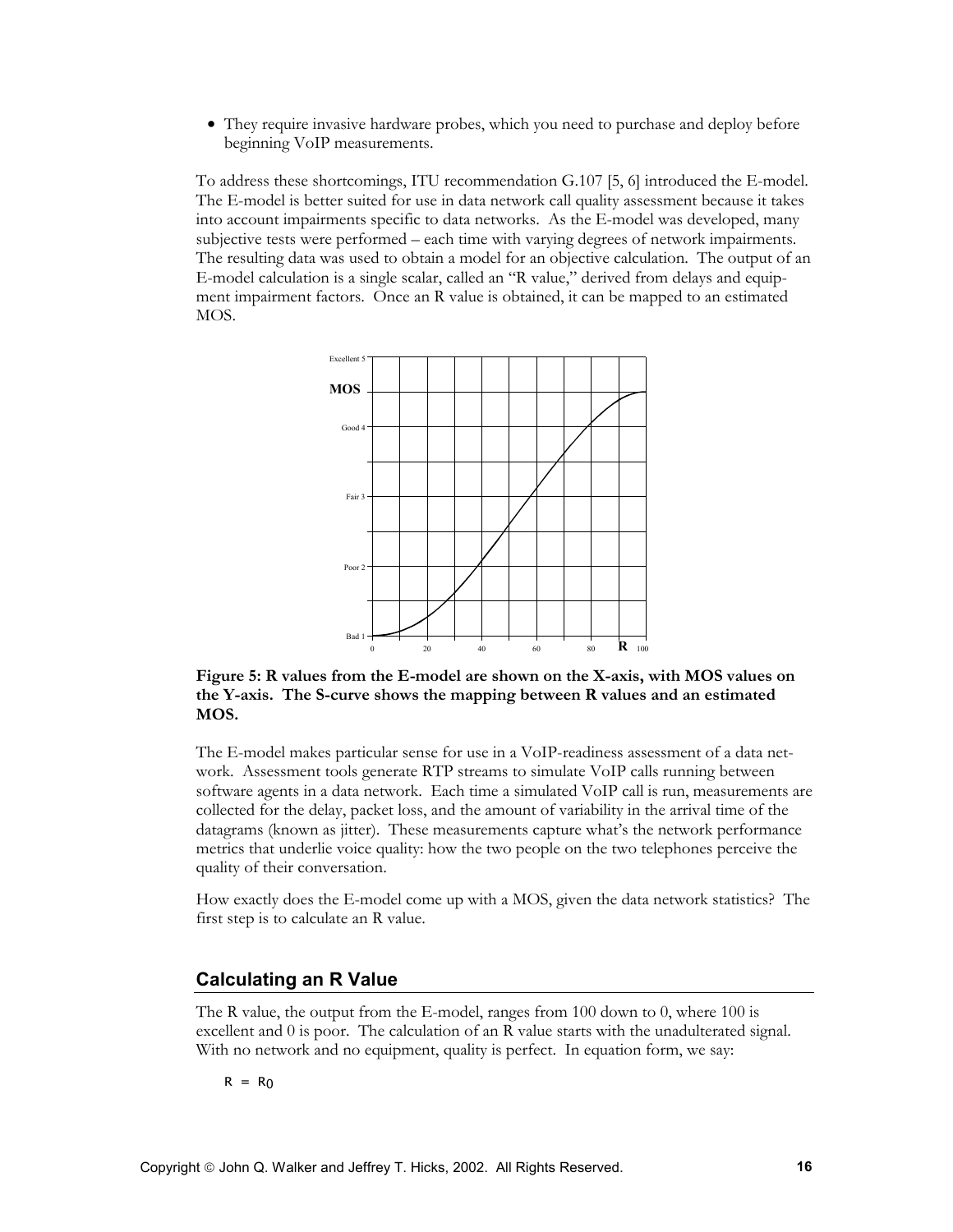- They require invasive hardware probes, which you need to purchase and deploy before beginning VoIP measurements.

To address these shortcomings, ITU recommendation G.107 [5, 6] introduced the E-model. The E-model is better suited for use in data network call quality assessment because it takes into account impairments specific to data networks. As the E-model was developed, many subjective tests were performed – each time with varying degrees of network impairments. The resulting data was used to obtain a model for an objective calculation. The output of an E-model calculation is a single scalar, called an "R value," derived from delays and equipment impairment factors. Once an R value is obtained, it can be mapped to an estimated MOS.

**Figure 5: R values from the E-model are shown on the X-axis, with MOS values on the Y-axis. The S-curve shows the mapping between R values and an estimated MOS.**

The E-model makes particular sense for use in a VoIP-readiness assessment of a data network. Assessment tools generate RTP streams to simulate VoIP calls running between software agents in a data network. Each time a simulated VoIP call is run, measurements are collected for the delay, packet loss, and the amount of variability in the arrival time of the datagrams (known as jitter). These measurements capture what's the network performance metrics that underlie voice quality: how the two people on the two telephones perceive the quality of their conversation.

How exactly does the E-model come up with a MOS, given the data network statistics? The first step is to calculate an R value.

## Calculating an R Value

The R value, the output from the E-model, ranges from 100 down to 0, where 100 is excellent and 0 is poor. The calculation of an R value starts with the unadulterated signal. With no network and no equipment, quality is perfect. In equation form, we say:

$$R = R_0$$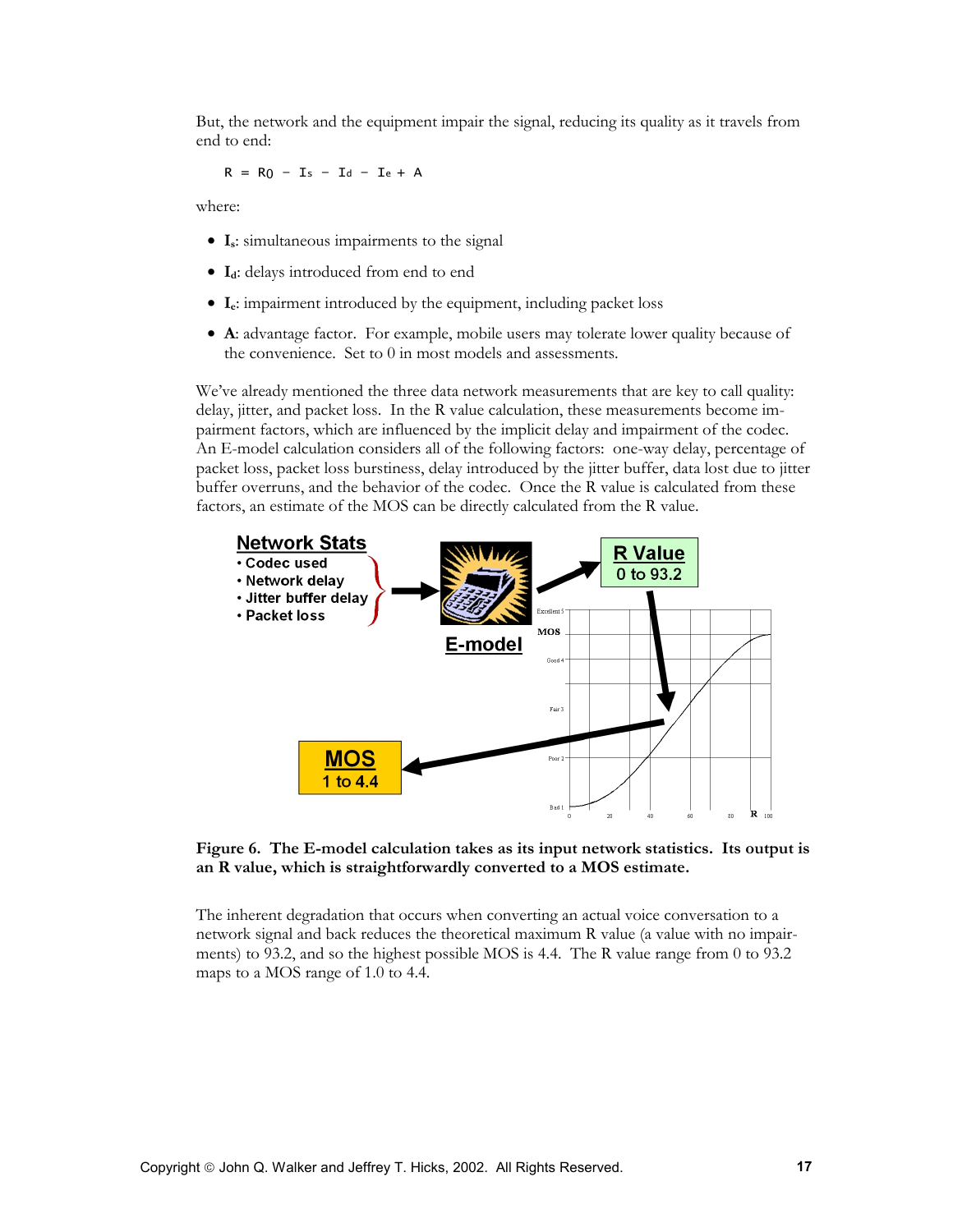But, the network and the equipment impair the signal, reducing its quality as it travels from end to end:

$$R = R0 - I_s - I_d - I_e + A$$

where:

- $I_s$: simultaneous impairments to the signal
- $I_d$: delays introduced from end to end
- $I_e$: impairment introduced by the equipment, including packet loss
- **A**: advantage factor. For example, mobile users may tolerate lower quality because of the convenience. Set to 0 in most models and assessments.

We've already mentioned the three data network measurements that are key to call quality: delay, jitter, and packet loss. In the R value calculation, these measurements become impairment factors, which are influenced by the implicit delay and impairment of the codec. An E-model calculation considers all of the following factors: one-way delay, percentage of packet loss, packet loss burstiness, delay introduced by the jitter buffer, data lost due to jitter buffer overruns, and the behavior of the codec. Once the R value is calculated from these factors, an estimate of the MOS can be directly calculated from the R value.

**Figure 6. The E-model calculation takes as its input network statistics. Its output is an R value, which is straightforwardly converted to a MOS estimate.**

The inherent degradation that occurs when converting an actual voice conversation to a network signal and back reduces the theoretical maximum R value (a value with no impairments) to 93.2, and so the highest possible MOS is 4.4. The R value range from 0 to 93.2 maps to a MOS range of 1.0 to 4.4.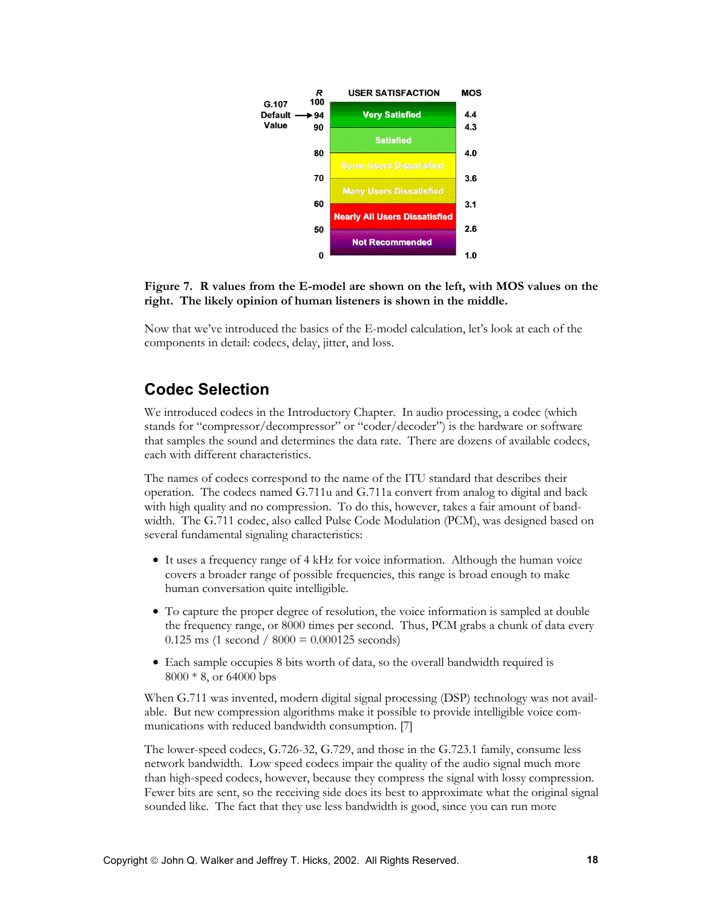| R | USER SATISFACTION | MOS |
| --- | --- | --- |
| 100 | | |
| 94 (G.107 Default Value) | Very Satisfied | 4.4 |
| 90 | | 4.3 |
| | Satisfied | |
| 80 | | 4.0 |
| | Some Users Dissatisfied | |
| 70 | | 3.6 |
| | Many Users Dissatisfied | |
| 60 | | 3.1 |
| | Nearly All Users Dissatisfied | |
| 50 | | 2.6 |
| | Not Recommended | |
| 0 | | 1.0 |

**Figure 7. R values from the E-model are shown on the left, with MOS values on the right. The likely opinion of human listeners is shown in the middle.**

Now that we've introduced the basics of the E-model calculation, let's look at each of the components in detail: codecs, delay, jitter, and loss.

## Codec Selection

We introduced codecs in the Introductory Chapter. In audio processing, a codec (which stands for "compressor/decompressor" or "coder/decoder") is the hardware or software that samples the sound and determines the data rate. There are dozens of available codecs, each with different characteristics.

The names of codecs correspond to the name of the ITU standard that describes their operation. The codecs named G.711u and G.711a convert from analog to digital and back with high quality and no compression. To do this, however, takes a fair amount of bandwidth. The G.711 codec, also called Pulse Code Modulation (PCM), was designed based on several fundamental signaling characteristics:

- It uses a frequency range of 4 kHz for voice information. Although the human voice covers a broader range of possible frequencies, this range is broad enough to make human conversation quite intelligible.
- To capture the proper degree of resolution, the voice information is sampled at double the frequency range, or 8000 times per second. Thus, PCM grabs a chunk of data every 0.125 ms (1 second / 8000 = 0.000125 seconds)
- Each sample occupies 8 bits worth of data, so the overall bandwidth required is 8000 * 8, or 64000 bps

When G.711 was invented, modern digital signal processing (DSP) technology was not available. But new compression algorithms make it possible to provide intelligible voice communications with reduced bandwidth consumption. [7]

The lower-speed codecs, G.726-32, G.729, and those in the G.723.1 family, consume less network bandwidth. Low speed codecs impair the quality of the audio signal much more than high-speed codecs, however, because they compress the signal with lossy compression. Fewer bits are sent, so the receiving side does its best to approximate what the original signal sounded like. The fact that they use less bandwidth is good, since you can run more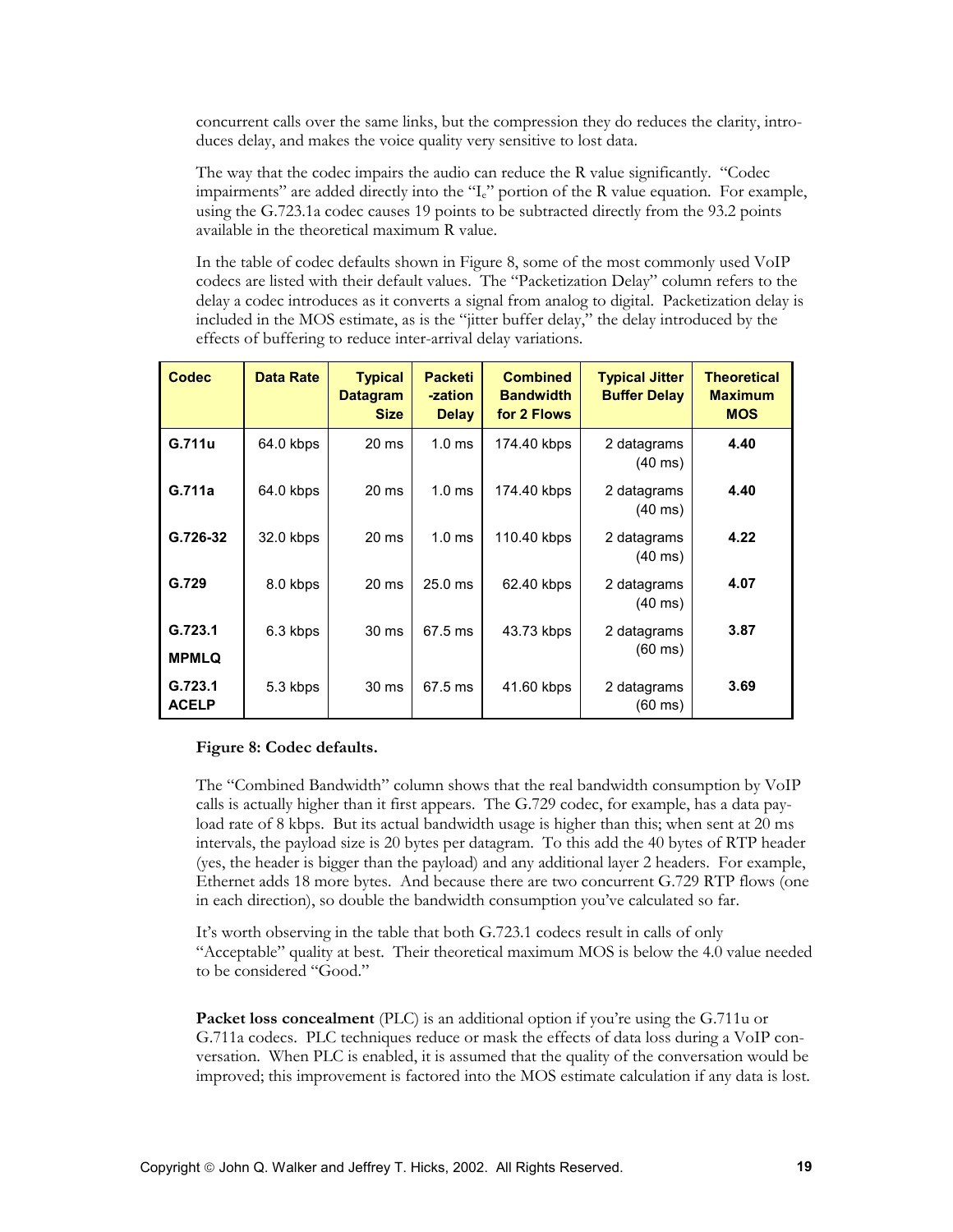concurrent calls over the same links, but the compression they do reduces the clarity, introduces delay, and makes the voice quality very sensitive to lost data.

The way that the codec impairs the audio can reduce the R value significantly. "Codec impairments" are added directly into the "$I_e$" portion of the R value equation. For example, using the G.723.1a codec causes 19 points to be subtracted directly from the 93.2 points available in the theoretical maximum R value.

In the table of codec defaults shown in Figure 8, some of the most commonly used VoIP codecs are listed with their default values. The "Packetization Delay" column refers to the delay a codec introduces as it converts a signal from analog to digital. Packetization delay is included in the MOS estimate, as is the "jitter buffer delay," the delay introduced by the effects of buffering to reduce inter-arrival delay variations.

| Codec | Data Rate | Typical Datagram Size | Packeti-zation Delay | Combined Bandwidth for 2 Flows | Typical Jitter Buffer Delay | Theoretical Maximum MOS |
|---|---|---|---|---|---|---|
| **G.711u** | 64.0 kbps | 20 ms | 1.0 ms | 174.40 kbps | 2 datagrams (40 ms) | **4.40** |
| **G.711a** | 64.0 kbps | 20 ms | 1.0 ms | 174.40 kbps | 2 datagrams (40 ms) | **4.40** |
| **G.726-32** | 32.0 kbps | 20 ms | 1.0 ms | 110.40 kbps | 2 datagrams (40 ms) | **4.22** |
| **G.729** | 8.0 kbps | 20 ms | 25.0 ms | 62.40 kbps | 2 datagrams (40 ms) | **4.07** |
| **G.723.1 MPMLQ** | 6.3 kbps | 30 ms | 67.5 ms | 43.73 kbps | 2 datagrams (60 ms) | **3.87** |
| **G.723.1 ACELP** | 5.3 kbps | 30 ms | 67.5 ms | 41.60 kbps | 2 datagrams (60 ms) | **3.69** |

**Figure 8: Codec defaults.**

The "Combined Bandwidth" column shows that the real bandwidth consumption by VoIP calls is actually higher than it first appears. The G.729 codec, for example, has a data payload rate of 8 kbps. But its actual bandwidth usage is higher than this; when sent at 20 ms intervals, the payload size is 20 bytes per datagram. To this add the 40 bytes of RTP header (yes, the header is bigger than the payload) and any additional layer 2 headers. For example, Ethernet adds 18 more bytes. And because there are two concurrent G.729 RTP flows (one in each direction), so double the bandwidth consumption you've calculated so far.

It's worth observing in the table that both G.723.1 codecs result in calls of only "Acceptable" quality at best. Their theoretical maximum MOS is below the 4.0 value needed to be considered "Good."

**Packet loss concealment** (PLC) is an additional option if you're using the G.711u or G.711a codecs. PLC techniques reduce or mask the effects of data loss during a VoIP conversation. When PLC is enabled, it is assumed that the quality of the conversation would be improved; this improvement is factored into the MOS estimate calculation if any data is lost.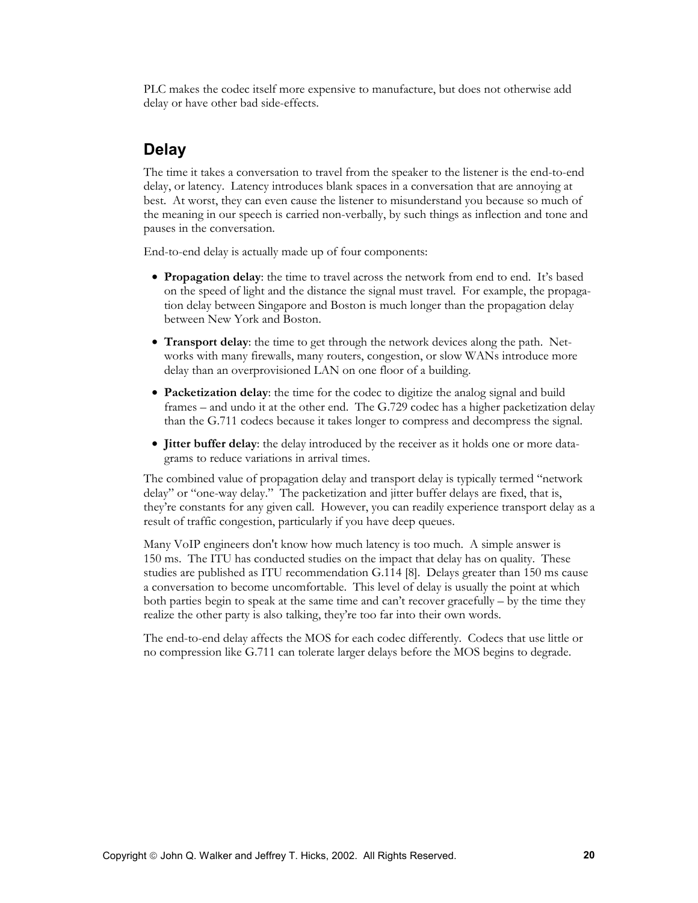PLC makes the codec itself more expensive to manufacture, but does not otherwise add delay or have other bad side-effects.

## Delay

The time it takes a conversation to travel from the speaker to the listener is the end-to-end delay, or latency. Latency introduces blank spaces in a conversation that are annoying at best. At worst, they can even cause the listener to misunderstand you because so much of the meaning in our speech is carried non-verbally, by such things as inflection and tone and pauses in the conversation.

End-to-end delay is actually made up of four components:

- **Propagation delay**: the time to travel across the network from end to end. It's based on the speed of light and the distance the signal must travel. For example, the propagation delay between Singapore and Boston is much longer than the propagation delay between New York and Boston.
- **Transport delay**: the time to get through the network devices along the path. Networks with many firewalls, many routers, congestion, or slow WANs introduce more delay than an overprovisioned LAN on one floor of a building.
- **Packetization delay**: the time for the codec to digitize the analog signal and build frames – and undo it at the other end. The G.729 codec has a higher packetization delay than the G.711 codecs because it takes longer to compress and decompress the signal.
- **Jitter buffer delay**: the delay introduced by the receiver as it holds one or more datagrams to reduce variations in arrival times.

The combined value of propagation delay and transport delay is typically termed "network delay" or "one-way delay." The packetization and jitter buffer delays are fixed, that is, they're constants for any given call. However, you can readily experience transport delay as a result of traffic congestion, particularly if you have deep queues.

Many VoIP engineers don't know how much latency is too much. A simple answer is 150 ms. The ITU has conducted studies on the impact that delay has on quality. These studies are published as ITU recommendation G.114 [8]. Delays greater than 150 ms cause a conversation to become uncomfortable. This level of delay is usually the point at which both parties begin to speak at the same time and can't recover gracefully – by the time they realize the other party is also talking, they're too far into their own words.

The end-to-end delay affects the MOS for each codec differently. Codecs that use little or no compression like G.711 can tolerate larger delays before the MOS begins to degrade.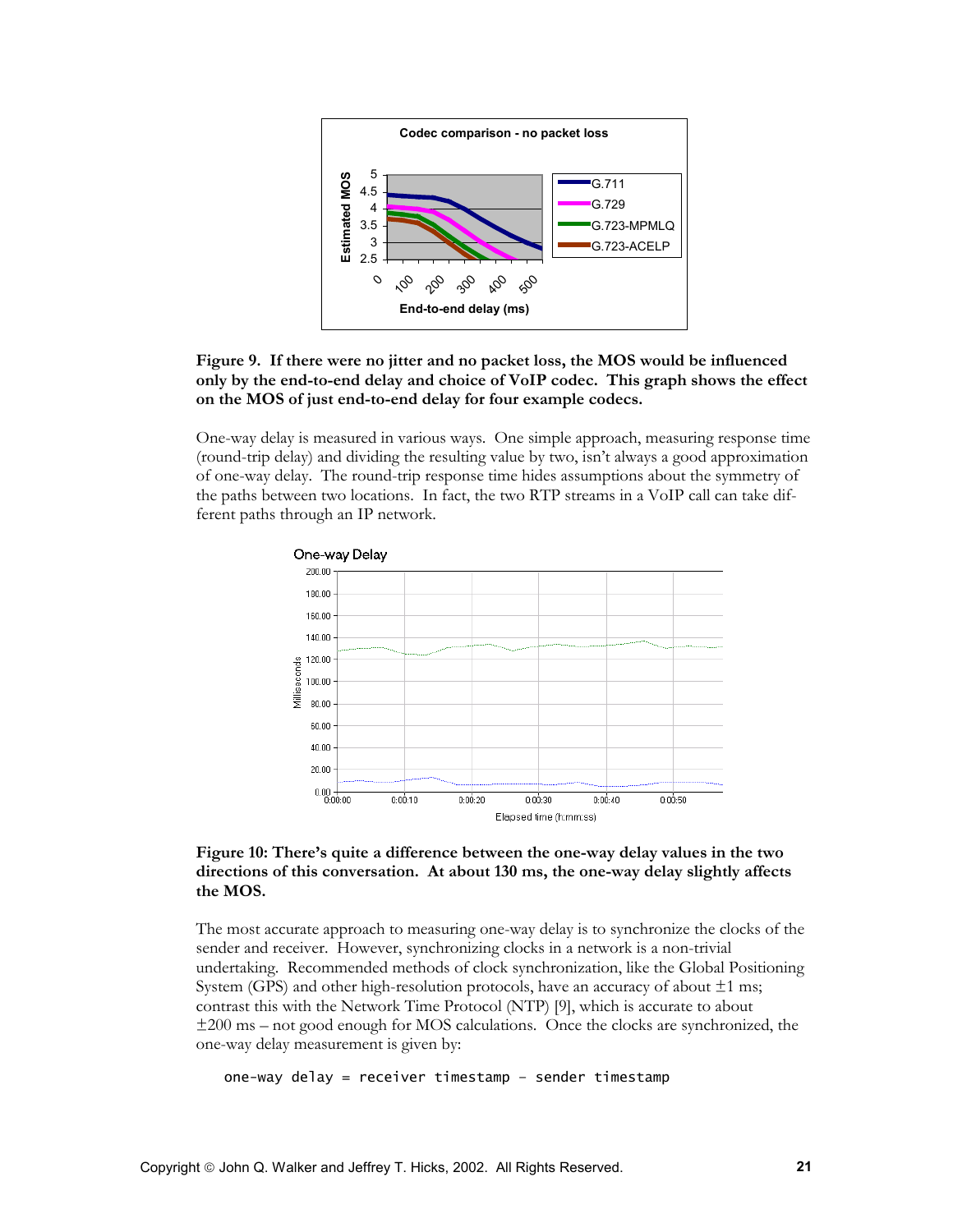**Figure 9. If there were no jitter and no packet loss, the MOS would be influenced only by the end-to-end delay and choice of VoIP codec. This graph shows the effect on the MOS of just end-to-end delay for four example codecs.**

One-way delay is measured in various ways. One simple approach, measuring response time (round-trip delay) and dividing the resulting value by two, isn't always a good approximation of one-way delay. The round-trip response time hides assumptions about the symmetry of the paths between two locations. In fact, the two RTP streams in a VoIP call can take different paths through an IP network.

**Figure 10: There's quite a difference between the one-way delay values in the two directions of this conversation. At about 130 ms, the one-way delay slightly affects the MOS.**

The most accurate approach to measuring one-way delay is to synchronize the clocks of the sender and receiver. However, synchronizing clocks in a network is a non-trivial undertaking. Recommended methods of clock synchronization, like the Global Positioning System (GPS) and other high-resolution protocols, have an accuracy of about ±1 ms; contrast this with the Network Time Protocol (NTP) [9], which is accurate to about ±200 ms – not good enough for MOS calculations. Once the clocks are synchronized, the one-way delay measurement is given by:

```
one-way delay = receiver timestamp – sender timestamp
```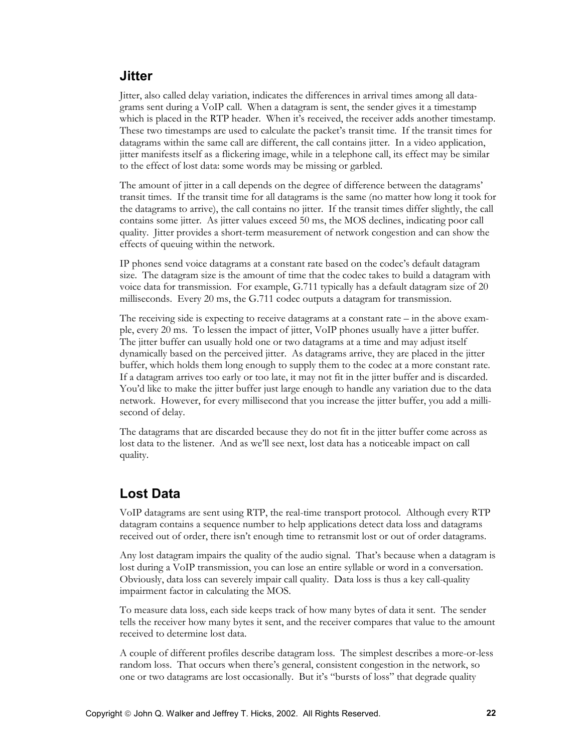## Jitter

Jitter, also called delay variation, indicates the differences in arrival times among all datagrams sent during a VoIP call. When a datagram is sent, the sender gives it a timestamp which is placed in the RTP header. When it's received, the receiver adds another timestamp. These two timestamps are used to calculate the packet's transit time. If the transit times for datagrams within the same call are different, the call contains jitter. In a video application, jitter manifests itself as a flickering image, while in a telephone call, its effect may be similar to the effect of lost data: some words may be missing or garbled.

The amount of jitter in a call depends on the degree of difference between the datagrams' transit times. If the transit time for all datagrams is the same (no matter how long it took for the datagrams to arrive), the call contains no jitter. If the transit times differ slightly, the call contains some jitter. As jitter values exceed 50 ms, the MOS declines, indicating poor call quality. Jitter provides a short-term measurement of network congestion and can show the effects of queuing within the network.

IP phones send voice datagrams at a constant rate based on the codec's default datagram size. The datagram size is the amount of time that the codec takes to build a datagram with voice data for transmission. For example, G.711 typically has a default datagram size of 20 milliseconds. Every 20 ms, the G.711 codec outputs a datagram for transmission.

The receiving side is expecting to receive datagrams at a constant rate – in the above example, every 20 ms. To lessen the impact of jitter, VoIP phones usually have a jitter buffer. The jitter buffer can usually hold one or two datagrams at a time and may adjust itself dynamically based on the perceived jitter. As datagrams arrive, they are placed in the jitter buffer, which holds them long enough to supply them to the codec at a more constant rate. If a datagram arrives too early or too late, it may not fit in the jitter buffer and is discarded. You'd like to make the jitter buffer just large enough to handle any variation due to the data network. However, for every millisecond that you increase the jitter buffer, you add a millisecond of delay.

The datagrams that are discarded because they do not fit in the jitter buffer come across as lost data to the listener. And as we'll see next, lost data has a noticeable impact on call quality.

## Lost Data

VoIP datagrams are sent using RTP, the real-time transport protocol. Although every RTP datagram contains a sequence number to help applications detect data loss and datagrams received out of order, there isn't enough time to retransmit lost or out of order datagrams.

Any lost datagram impairs the quality of the audio signal. That's because when a datagram is lost during a VoIP transmission, you can lose an entire syllable or word in a conversation. Obviously, data loss can severely impair call quality. Data loss is thus a key call-quality impairment factor in calculating the MOS.

To measure data loss, each side keeps track of how many bytes of data it sent. The sender tells the receiver how many bytes it sent, and the receiver compares that value to the amount received to determine lost data.

A couple of different profiles describe datagram loss. The simplest describes a more-or-less random loss. That occurs when there's general, consistent congestion in the network, so one or two datagrams are lost occasionally. But it's "bursts of loss" that degrade quality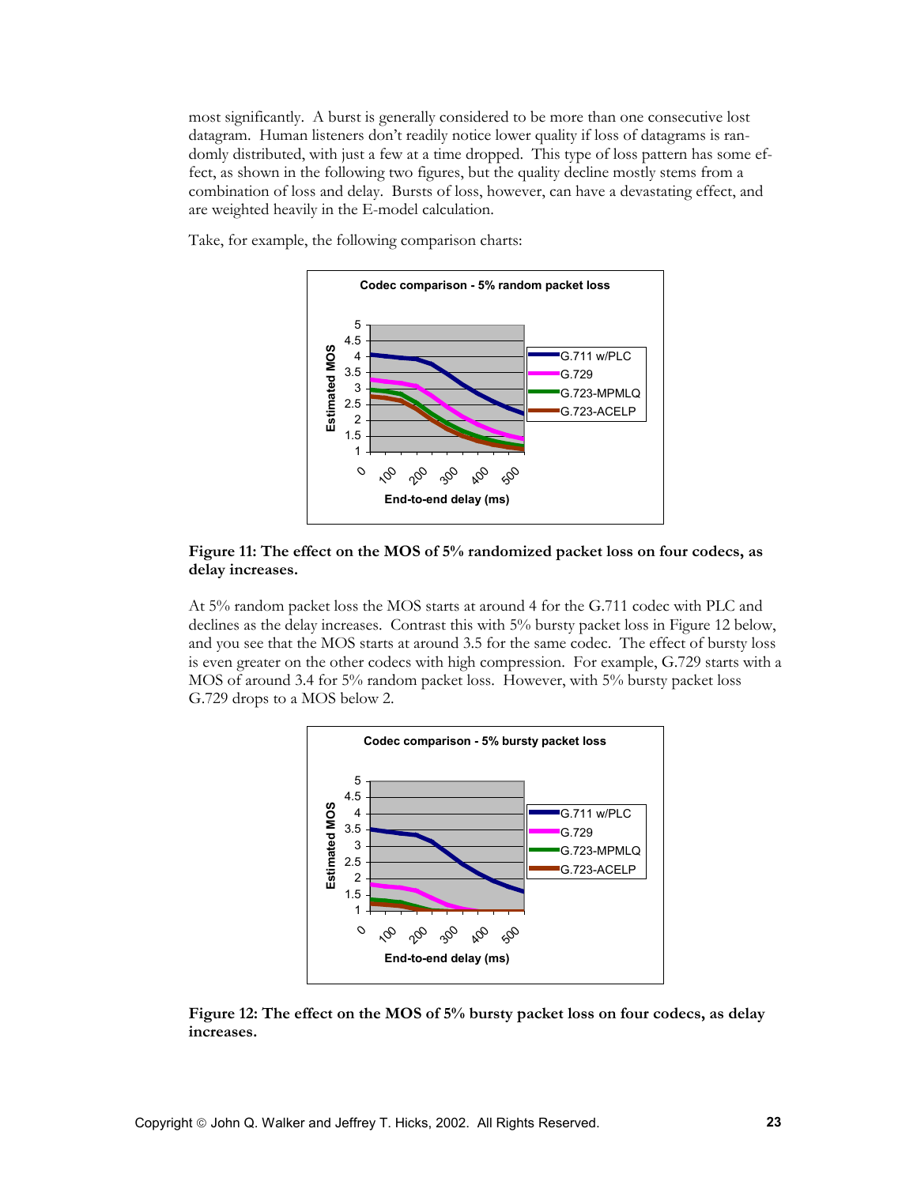most significantly. A burst is generally considered to be more than one consecutive lost datagram. Human listeners don't readily notice lower quality if loss of datagrams is randomly distributed, with just a few at a time dropped. This type of loss pattern has some effect, as shown in the following two figures, but the quality decline mostly stems from a combination of loss and delay. Bursts of loss, however, can have a devastating effect, and are weighted heavily in the E-model calculation.

Take, for example, the following comparison charts:

**Figure 11: The effect on the MOS of 5% randomized packet loss on four codecs, as delay increases.**

At 5% random packet loss the MOS starts at around 4 for the G.711 codec with PLC and declines as the delay increases. Contrast this with 5% bursty packet loss in Figure 12 below, and you see that the MOS starts at around 3.5 for the same codec. The effect of bursty loss is even greater on the other codecs with high compression. For example, G.729 starts with a MOS of around 3.4 for 5% random packet loss. However, with 5% bursty packet loss G.729 drops to a MOS below 2.

**Figure 12: The effect on the MOS of 5% bursty packet loss on four codecs, as delay increases.**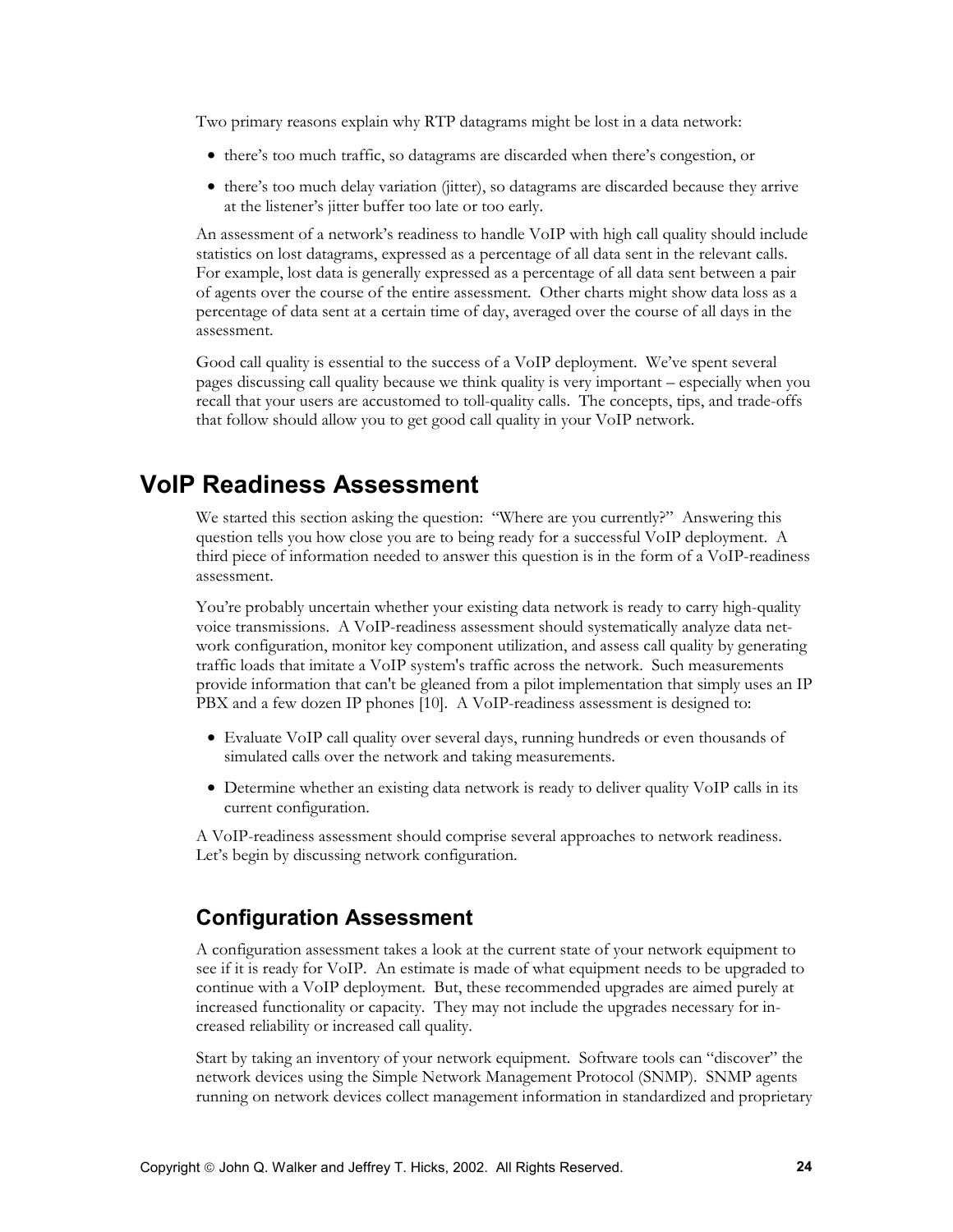Two primary reasons explain why RTP datagrams might be lost in a data network:

- there's too much traffic, so datagrams are discarded when there's congestion, or
- there's too much delay variation (jitter), so datagrams are discarded because they arrive at the listener's jitter buffer too late or too early.

An assessment of a network's readiness to handle VoIP with high call quality should include statistics on lost datagrams, expressed as a percentage of all data sent in the relevant calls. For example, lost data is generally expressed as a percentage of all data sent between a pair of agents over the course of the entire assessment. Other charts might show data loss as a percentage of data sent at a certain time of day, averaged over the course of all days in the assessment.

Good call quality is essential to the success of a VoIP deployment. We've spent several pages discussing call quality because we think quality is very important – especially when you recall that your users are accustomed to toll-quality calls. The concepts, tips, and trade-offs that follow should allow you to get good call quality in your VoIP network.

# VoIP Readiness Assessment

We started this section asking the question: "Where are you currently?" Answering this question tells you how close you are to being ready for a successful VoIP deployment. A third piece of information needed to answer this question is in the form of a VoIP-readiness assessment.

You're probably uncertain whether your existing data network is ready to carry high-quality voice transmissions. A VoIP-readiness assessment should systematically analyze data network configuration, monitor key component utilization, and assess call quality by generating traffic loads that imitate a VoIP system's traffic across the network. Such measurements provide information that can't be gleaned from a pilot implementation that simply uses an IP PBX and a few dozen IP phones [10]. A VoIP-readiness assessment is designed to:

- Evaluate VoIP call quality over several days, running hundreds or even thousands of simulated calls over the network and taking measurements.
- Determine whether an existing data network is ready to deliver quality VoIP calls in its current configuration.

A VoIP-readiness assessment should comprise several approaches to network readiness. Let's begin by discussing network configuration.

## Configuration Assessment

A configuration assessment takes a look at the current state of your network equipment to see if it is ready for VoIP. An estimate is made of what equipment needs to be upgraded to continue with a VoIP deployment. But, these recommended upgrades are aimed purely at increased functionality or capacity. They may not include the upgrades necessary for increased reliability or increased call quality.

Start by taking an inventory of your network equipment. Software tools can "discover" the network devices using the Simple Network Management Protocol (SNMP). SNMP agents running on network devices collect management information in standardized and proprietary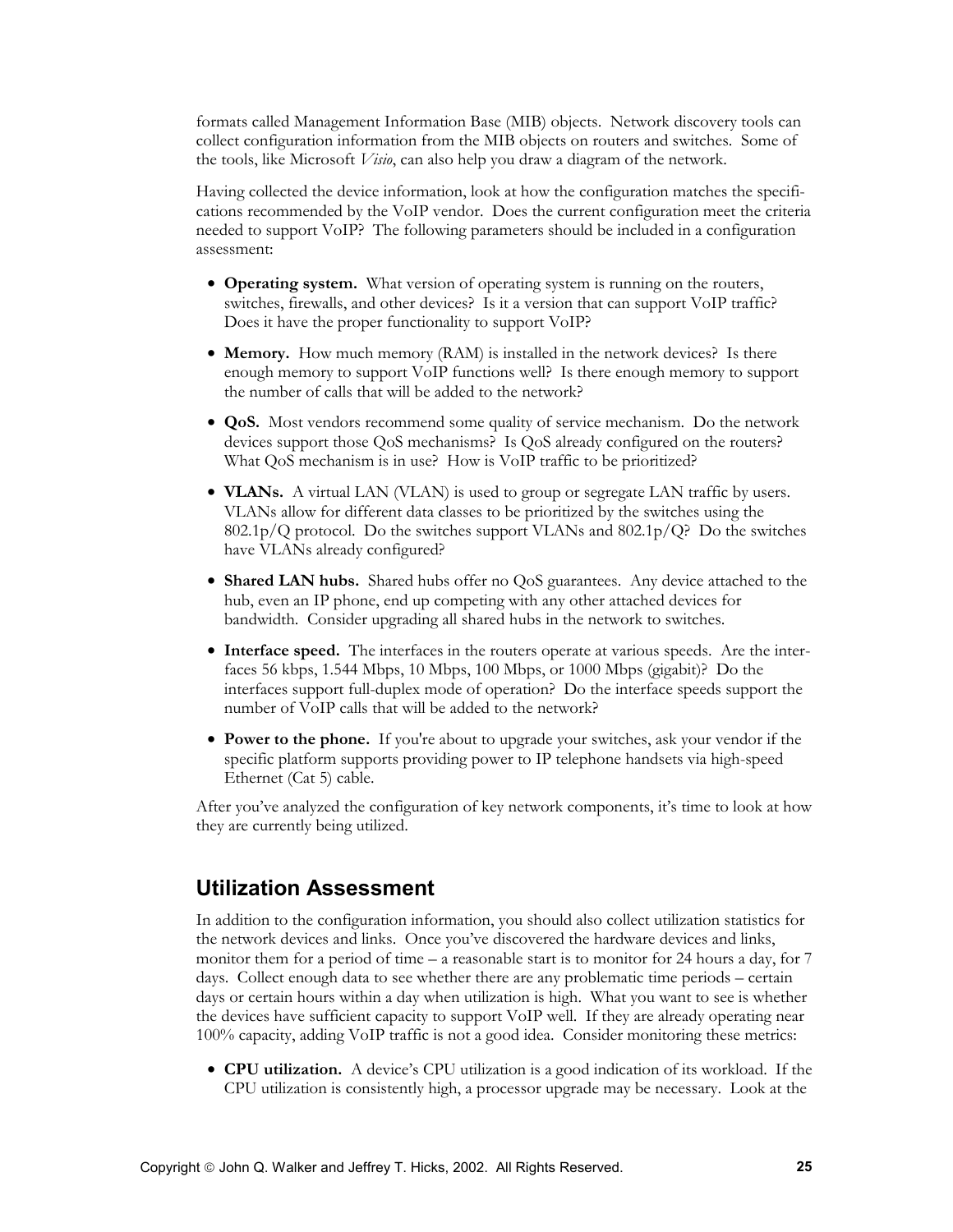formats called Management Information Base (MIB) objects. Network discovery tools can collect configuration information from the MIB objects on routers and switches. Some of the tools, like Microsoft *Visio*, can also help you draw a diagram of the network.

Having collected the device information, look at how the configuration matches the specifications recommended by the VoIP vendor. Does the current configuration meet the criteria needed to support VoIP? The following parameters should be included in a configuration assessment:

- **Operating system.** What version of operating system is running on the routers, switches, firewalls, and other devices? Is it a version that can support VoIP traffic? Does it have the proper functionality to support VoIP?
- **Memory.** How much memory (RAM) is installed in the network devices? Is there enough memory to support VoIP functions well? Is there enough memory to support the number of calls that will be added to the network?
- **QoS.** Most vendors recommend some quality of service mechanism. Do the network devices support those QoS mechanisms? Is QoS already configured on the routers? What QoS mechanism is in use? How is VoIP traffic to be prioritized?
- **VLANs.** A virtual LAN (VLAN) is used to group or segregate LAN traffic by users. VLANs allow for different data classes to be prioritized by the switches using the 802.1p/Q protocol. Do the switches support VLANs and 802.1p/Q? Do the switches have VLANs already configured?
- **Shared LAN hubs.** Shared hubs offer no QoS guarantees. Any device attached to the hub, even an IP phone, end up competing with any other attached devices for bandwidth. Consider upgrading all shared hubs in the network to switches.
- **Interface speed.** The interfaces in the routers operate at various speeds. Are the interfaces 56 kbps, 1.544 Mbps, 10 Mbps, 100 Mbps, or 1000 Mbps (gigabit)? Do the interfaces support full-duplex mode of operation? Do the interface speeds support the number of VoIP calls that will be added to the network?
- **Power to the phone.** If you're about to upgrade your switches, ask your vendor if the specific platform supports providing power to IP telephone handsets via high-speed Ethernet (Cat 5) cable.

After you've analyzed the configuration of key network components, it's time to look at how they are currently being utilized.

## Utilization Assessment

In addition to the configuration information, you should also collect utilization statistics for the network devices and links. Once you've discovered the hardware devices and links, monitor them for a period of time – a reasonable start is to monitor for 24 hours a day, for 7 days. Collect enough data to see whether there are any problematic time periods – certain days or certain hours within a day when utilization is high. What you want to see is whether the devices have sufficient capacity to support VoIP well. If they are already operating near 100% capacity, adding VoIP traffic is not a good idea. Consider monitoring these metrics:

- **CPU utilization.** A device's CPU utilization is a good indication of its workload. If the CPU utilization is consistently high, a processor upgrade may be necessary. Look at the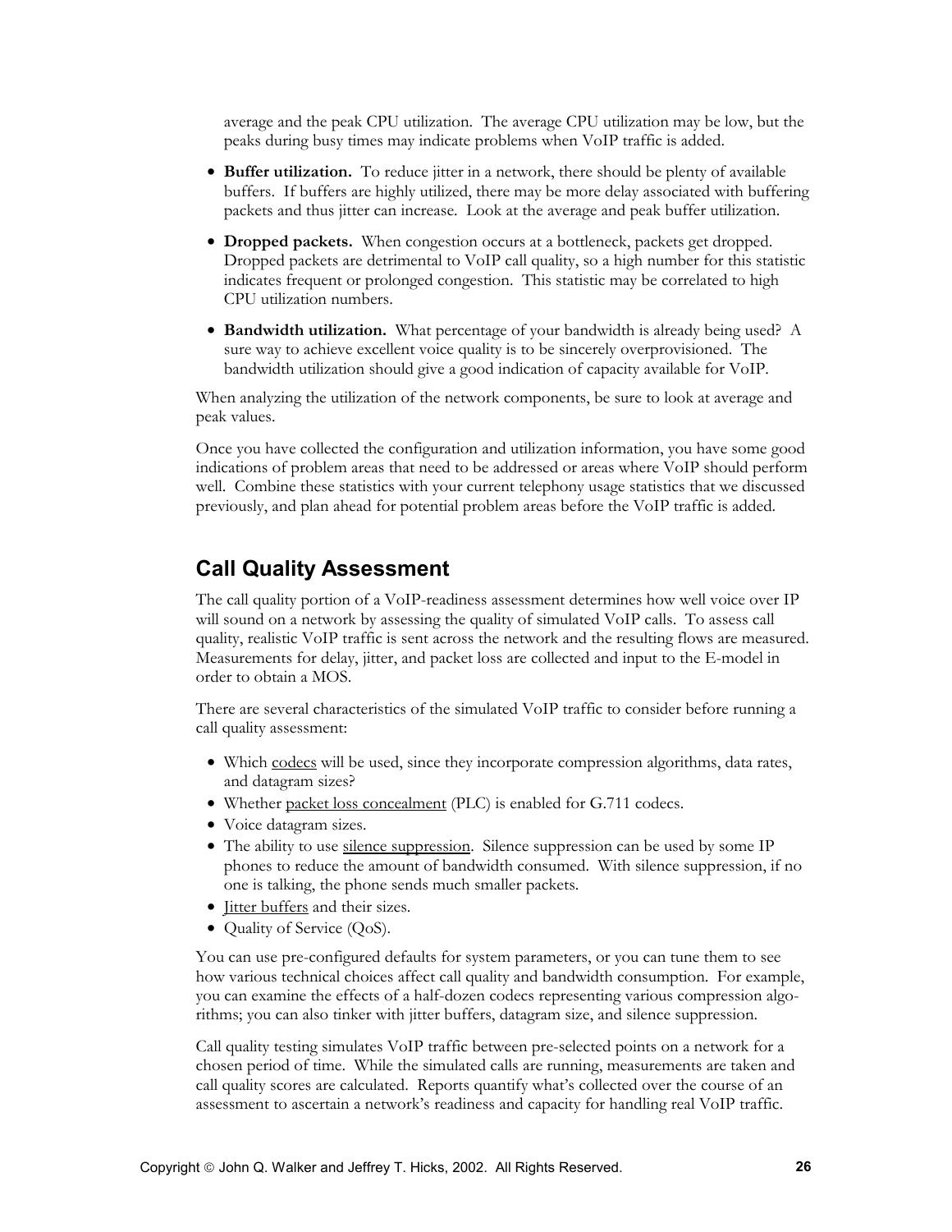average and the peak CPU utilization. The average CPU utilization may be low, but the peaks during busy times may indicate problems when VoIP traffic is added.

- **Buffer utilization.** To reduce jitter in a network, there should be plenty of available buffers. If buffers are highly utilized, there may be more delay associated with buffering packets and thus jitter can increase. Look at the average and peak buffer utilization.
- **Dropped packets.** When congestion occurs at a bottleneck, packets get dropped. Dropped packets are detrimental to VoIP call quality, so a high number for this statistic indicates frequent or prolonged congestion. This statistic may be correlated to high CPU utilization numbers.
- **Bandwidth utilization.** What percentage of your bandwidth is already being used? A sure way to achieve excellent voice quality is to be sincerely overprovisioned. The bandwidth utilization should give a good indication of capacity available for VoIP.

When analyzing the utilization of the network components, be sure to look at average and peak values.

Once you have collected the configuration and utilization information, you have some good indications of problem areas that need to be addressed or areas where VoIP should perform well. Combine these statistics with your current telephony usage statistics that we discussed previously, and plan ahead for potential problem areas before the VoIP traffic is added.

## Call Quality Assessment

The call quality portion of a VoIP-readiness assessment determines how well voice over IP will sound on a network by assessing the quality of simulated VoIP calls. To assess call quality, realistic VoIP traffic is sent across the network and the resulting flows are measured. Measurements for delay, jitter, and packet loss are collected and input to the E-model in order to obtain a MOS.

There are several characteristics of the simulated VoIP traffic to consider before running a call quality assessment:

- Which codecs will be used, since they incorporate compression algorithms, data rates, and datagram sizes?
- Whether packet loss concealment (PLC) is enabled for G.711 codecs.
- Voice datagram sizes.
- The ability to use silence suppression. Silence suppression can be used by some IP phones to reduce the amount of bandwidth consumed. With silence suppression, if no one is talking, the phone sends much smaller packets.
- Jitter buffers and their sizes.
- Quality of Service (QoS).

You can use pre-configured defaults for system parameters, or you can tune them to see how various technical choices affect call quality and bandwidth consumption. For example, you can examine the effects of a half-dozen codecs representing various compression algorithms; you can also tinker with jitter buffers, datagram size, and silence suppression.

Call quality testing simulates VoIP traffic between pre-selected points on a network for a chosen period of time. While the simulated calls are running, measurements are taken and call quality scores are calculated. Reports quantify what's collected over the course of an assessment to ascertain a network's readiness and capacity for handling real VoIP traffic.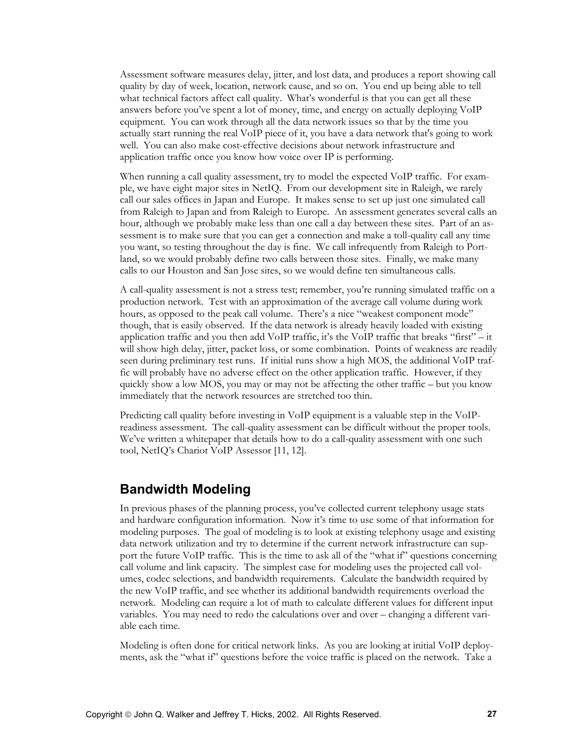Assessment software measures delay, jitter, and lost data, and produces a report showing call quality by day of week, location, network cause, and so on. You end up being able to tell what technical factors affect call quality. What's wonderful is that you can get all these answers before you've spent a lot of money, time, and energy on actually deploying VoIP equipment. You can work through all the data network issues so that by the time you actually start running the real VoIP piece of it, you have a data network that's going to work well. You can also make cost-effective decisions about network infrastructure and application traffic once you know how voice over IP is performing.

When running a call quality assessment, try to model the expected VoIP traffic. For example, we have eight major sites in NetIQ. From our development site in Raleigh, we rarely call our sales offices in Japan and Europe. It makes sense to set up just one simulated call from Raleigh to Japan and from Raleigh to Europe. An assessment generates several calls an hour, although we probably make less than one call a day between these sites. Part of an assessment is to make sure that you can get a connection and make a toll-quality call any time you want, so testing throughout the day is fine. We call infrequently from Raleigh to Portland, so we would probably define two calls between those sites. Finally, we make many calls to our Houston and San Jose sites, so we would define ten simultaneous calls.

A call-quality assessment is not a stress test; remember, you're running simulated traffic on a production network. Test with an approximation of the average call volume during work hours, as opposed to the peak call volume. There's a nice "weakest component mode" though, that is easily observed. If the data network is already heavily loaded with existing application traffic and you then add VoIP traffic, it's the VoIP traffic that breaks "first" – it will show high delay, jitter, packet loss, or some combination. Points of weakness are readily seen during preliminary test runs. If initial runs show a high MOS, the additional VoIP traffic will probably have no adverse effect on the other application traffic. However, if they quickly show a low MOS, you may or may not be affecting the other traffic – but you know immediately that the network resources are stretched too thin.

Predicting call quality before investing in VoIP equipment is a valuable step in the VoIP-readiness assessment. The call-quality assessment can be difficult without the proper tools. We've written a whitepaper that details how to do a call-quality assessment with one such tool, NetIQ's Chariot VoIP Assessor [11, 12].

## Bandwidth Modeling

In previous phases of the planning process, you've collected current telephony usage stats and hardware configuration information. Now it's time to use some of that information for modeling purposes. The goal of modeling is to look at existing telephony usage and existing data network utilization and try to determine if the current network infrastructure can support the future VoIP traffic. This is the time to ask all of the "what if" questions concerning call volume and link capacity. The simplest case for modeling uses the projected call volumes, codec selections, and bandwidth requirements. Calculate the bandwidth required by the new VoIP traffic, and see whether its additional bandwidth requirements overload the network. Modeling can require a lot of math to calculate different values for different input variables. You may need to redo the calculations over and over – changing a different variable each time.

Modeling is often done for critical network links. As you are looking at initial VoIP deployments, ask the "what if" questions before the voice traffic is placed on the network. Take a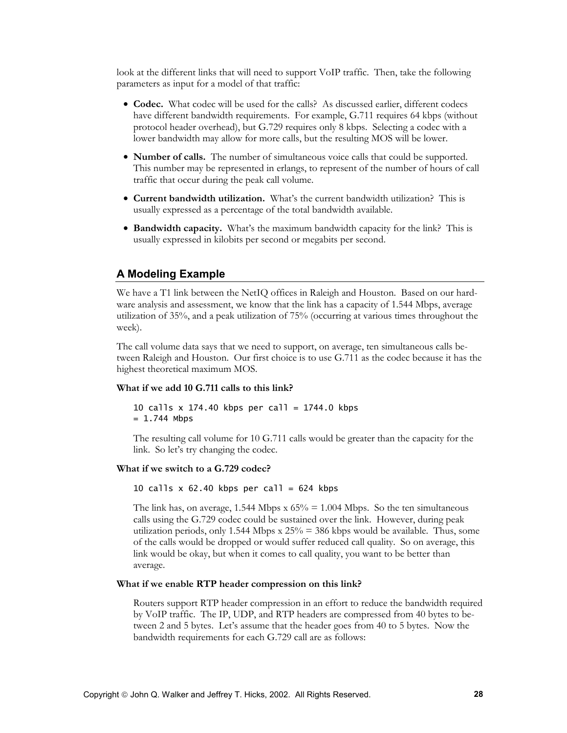look at the different links that will need to support VoIP traffic. Then, take the following parameters as input for a model of that traffic:

- **Codec.** What codec will be used for the calls? As discussed earlier, different codecs have different bandwidth requirements. For example, G.711 requires 64 kbps (without protocol header overhead), but G.729 requires only 8 kbps. Selecting a codec with a lower bandwidth may allow for more calls, but the resulting MOS will be lower.
- **Number of calls.** The number of simultaneous voice calls that could be supported. This number may be represented in erlangs, to represent of the number of hours of call traffic that occur during the peak call volume.
- **Current bandwidth utilization.** What's the current bandwidth utilization? This is usually expressed as a percentage of the total bandwidth available.
- **Bandwidth capacity.** What's the maximum bandwidth capacity for the link? This is usually expressed in kilobits per second or megabits per second.

## A Modeling Example

We have a T1 link between the NetIQ offices in Raleigh and Houston. Based on our hardware analysis and assessment, we know that the link has a capacity of 1.544 Mbps, average utilization of 35%, and a peak utilization of 75% (occurring at various times throughout the week).

The call volume data says that we need to support, on average, ten simultaneous calls between Raleigh and Houston. Our first choice is to use G.711 as the codec because it has the highest theoretical maximum MOS.

**What if we add 10 G.711 calls to this link?**

```
10 calls x 174.40 kbps per call = 1744.0 kbps
= 1.744 Mbps
```

The resulting call volume for 10 G.711 calls would be greater than the capacity for the link. So let's try changing the codec.

**What if we switch to a G.729 codec?**

```
10 calls x 62.40 kbps per call = 624 kbps
```

The link has, on average, 1.544 Mbps x 65% = 1.004 Mbps. So the ten simultaneous calls using the G.729 codec could be sustained over the link. However, during peak utilization periods, only 1.544 Mbps x 25% = 386 kbps would be available. Thus, some of the calls would be dropped or would suffer reduced call quality. So on average, this link would be okay, but when it comes to call quality, you want to be better than average.

**What if we enable RTP header compression on this link?**

Routers support RTP header compression in an effort to reduce the bandwidth required by VoIP traffic. The IP, UDP, and RTP headers are compressed from 40 bytes to between 2 and 5 bytes. Let's assume that the header goes from 40 to 5 bytes. Now the bandwidth requirements for each G.729 call are as follows: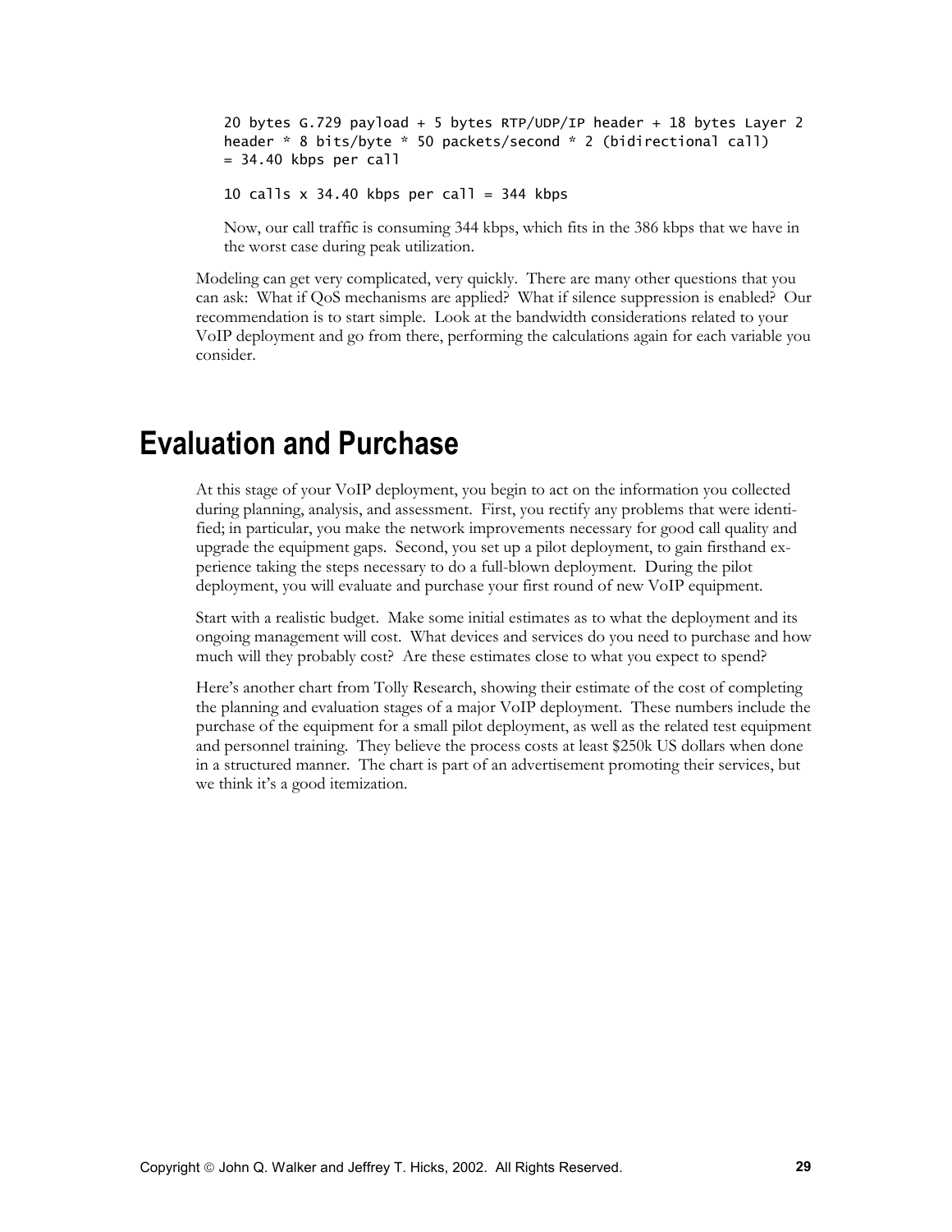```
20 bytes G.729 payload + 5 bytes RTP/UDP/IP header + 18 bytes Layer 2
header * 8 bits/byte * 50 packets/second * 2 (bidirectional call)
= 34.40 kbps per call

10 calls x 34.40 kbps per call = 344 kbps
```

Now, our call traffic is consuming 344 kbps, which fits in the 386 kbps that we have in the worst case during peak utilization.

Modeling can get very complicated, very quickly. There are many other questions that you can ask: What if QoS mechanisms are applied? What if silence suppression is enabled? Our recommendation is to start simple. Look at the bandwidth considerations related to your VoIP deployment and go from there, performing the calculations again for each variable you consider.

# Evaluation and Purchase

At this stage of your VoIP deployment, you begin to act on the information you collected during planning, analysis, and assessment. First, you rectify any problems that were identified; in particular, you make the network improvements necessary for good call quality and upgrade the equipment gaps. Second, you set up a pilot deployment, to gain firsthand experience taking the steps necessary to do a full-blown deployment. During the pilot deployment, you will evaluate and purchase your first round of new VoIP equipment.

Start with a realistic budget. Make some initial estimates as to what the deployment and its ongoing management will cost. What devices and services do you need to purchase and how much will they probably cost? Are these estimates close to what you expect to spend?

Here's another chart from Tolly Research, showing their estimate of the cost of completing the planning and evaluation stages of a major VoIP deployment. These numbers include the purchase of the equipment for a small pilot deployment, as well as the related test equipment and personnel training. They believe the process costs at least $250k US dollars when done in a structured manner. The chart is part of an advertisement promoting their services, but we think it's a good itemization.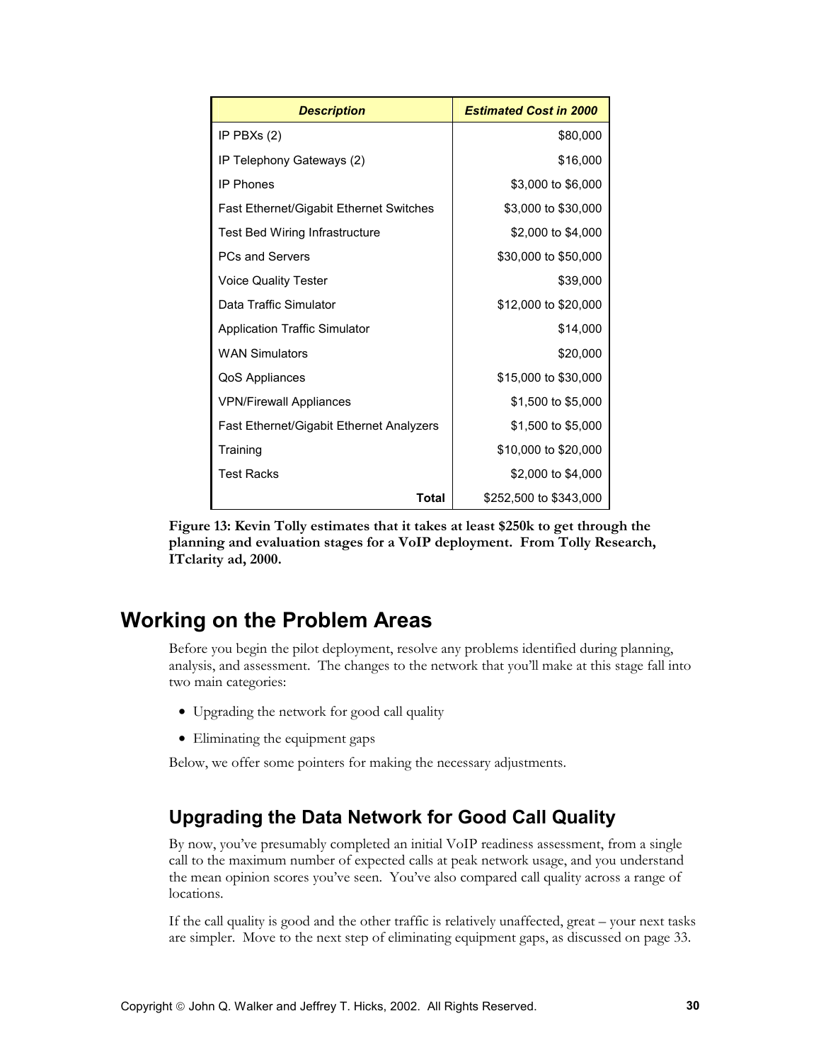| *Description* | *Estimated Cost in 2000* |
|---|---|
| IP PBXs (2) | $80,000 |
| IP Telephony Gateways (2) | $16,000 |
| IP Phones | $3,000 to $6,000 |
| Fast Ethernet/Gigabit Ethernet Switches | $3,000 to $30,000 |
| Test Bed Wiring Infrastructure | $2,000 to $4,000 |
| PCs and Servers | $30,000 to $50,000 |
| Voice Quality Tester | $39,000 |
| Data Traffic Simulator | $12,000 to $20,000 |
| Application Traffic Simulator | $14,000 |
| WAN Simulators | $20,000 |
| QoS Appliances | $15,000 to $30,000 |
| VPN/Firewall Appliances | $1,500 to $5,000 |
| Fast Ethernet/Gigabit Ethernet Analyzers | $1,500 to $5,000 |
| Training | $10,000 to $20,000 |
| Test Racks | $2,000 to $4,000 |
| **Total** | $252,500 to $343,000 |

**Figure 13: Kevin Tolly estimates that it takes at least $250k to get through the planning and evaluation stages for a VoIP deployment. From Tolly Research, ITclarity ad, 2000.**

# Working on the Problem Areas

Before you begin the pilot deployment, resolve any problems identified during planning, analysis, and assessment. The changes to the network that you'll make at this stage fall into two main categories:

- Upgrading the network for good call quality
- Eliminating the equipment gaps

Below, we offer some pointers for making the necessary adjustments.

## Upgrading the Data Network for Good Call Quality

By now, you've presumably completed an initial VoIP readiness assessment, from a single call to the maximum number of expected calls at peak network usage, and you understand the mean opinion scores you've seen. You've also compared call quality across a range of locations.

If the call quality is good and the other traffic is relatively unaffected, great – your next tasks are simpler. Move to the next step of eliminating equipment gaps, as discussed on page 33.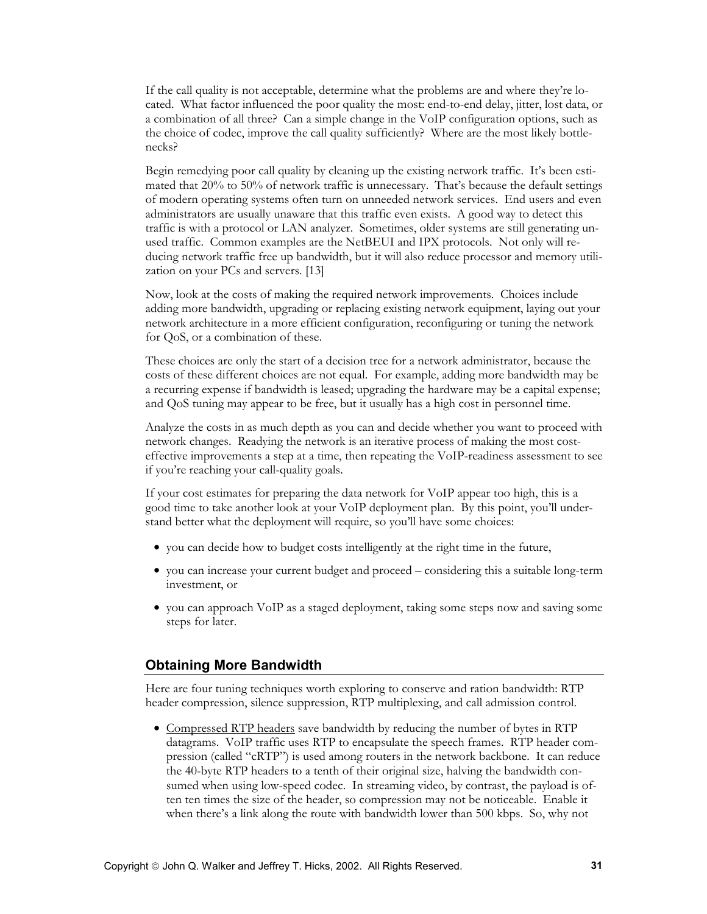If the call quality is not acceptable, determine what the problems are and where they're located. What factor influenced the poor quality the most: end-to-end delay, jitter, lost data, or a combination of all three? Can a simple change in the VoIP configuration options, such as the choice of codec, improve the call quality sufficiently? Where are the most likely bottlenecks?

Begin remedying poor call quality by cleaning up the existing network traffic. It's been estimated that 20% to 50% of network traffic is unnecessary. That's because the default settings of modern operating systems often turn on unneeded network services. End users and even administrators are usually unaware that this traffic even exists. A good way to detect this traffic is with a protocol or LAN analyzer. Sometimes, older systems are still generating unused traffic. Common examples are the NetBEUI and IPX protocols. Not only will reducing network traffic free up bandwidth, but it will also reduce processor and memory utilization on your PCs and servers. [13]

Now, look at the costs of making the required network improvements. Choices include adding more bandwidth, upgrading or replacing existing network equipment, laying out your network architecture in a more efficient configuration, reconfiguring or tuning the network for QoS, or a combination of these.

These choices are only the start of a decision tree for a network administrator, because the costs of these different choices are not equal. For example, adding more bandwidth may be a recurring expense if bandwidth is leased; upgrading the hardware may be a capital expense; and QoS tuning may appear to be free, but it usually has a high cost in personnel time.

Analyze the costs in as much depth as you can and decide whether you want to proceed with network changes. Readying the network is an iterative process of making the most cost-effective improvements a step at a time, then repeating the VoIP-readiness assessment to see if you're reaching your call-quality goals.

If your cost estimates for preparing the data network for VoIP appear too high, this is a good time to take another look at your VoIP deployment plan. By this point, you'll understand better what the deployment will require, so you'll have some choices:

- you can decide how to budget costs intelligently at the right time in the future,
- you can increase your current budget and proceed – considering this a suitable long-term investment, or
- you can approach VoIP as a staged deployment, taking some steps now and saving some steps for later.

## Obtaining More Bandwidth

Here are four tuning techniques worth exploring to conserve and ration bandwidth: RTP header compression, silence suppression, RTP multiplexing, and call admission control.

- Compressed RTP headers save bandwidth by reducing the number of bytes in RTP datagrams. VoIP traffic uses RTP to encapsulate the speech frames. RTP header compression (called "cRTP") is used among routers in the network backbone. It can reduce the 40-byte RTP headers to a tenth of their original size, halving the bandwidth consumed when using low-speed codec. In streaming video, by contrast, the payload is often ten times the size of the header, so compression may not be noticeable. Enable it when there's a link along the route with bandwidth lower than 500 kbps. So, why not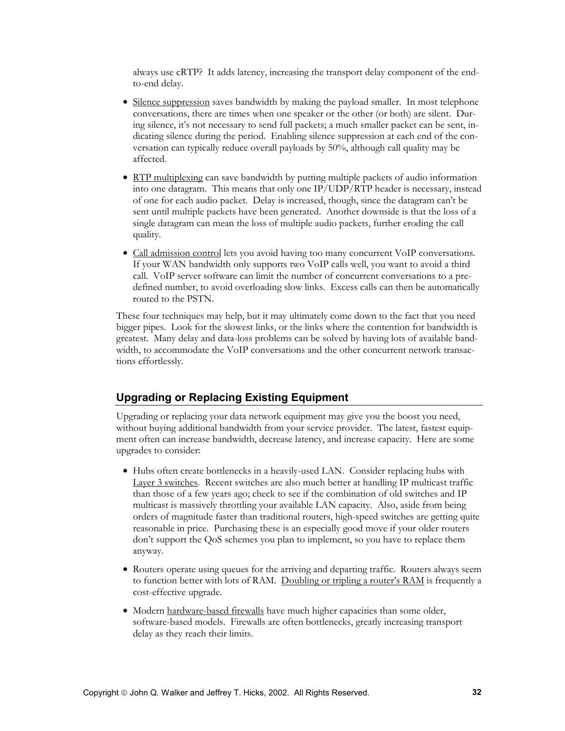always use cRTP? It adds latency, increasing the transport delay component of the end-to-end delay.

- Silence suppression saves bandwidth by making the payload smaller. In most telephone conversations, there are times when one speaker or the other (or both) are silent. During silence, it's not necessary to send full packets; a much smaller packet can be sent, indicating silence during the period. Enabling silence suppression at each end of the conversation can typically reduce overall payloads by 50%, although call quality may be affected.

- RTP multiplexing can save bandwidth by putting multiple packets of audio information into one datagram. This means that only one IP/UDP/RTP header is necessary, instead of one for each audio packet. Delay is increased, though, since the datagram can't be sent until multiple packets have been generated. Another downside is that the loss of a single datagram can mean the loss of multiple audio packets, further eroding the call quality.

- Call admission control lets you avoid having too many concurrent VoIP conversations. If your WAN bandwidth only supports two VoIP calls well, you want to avoid a third call. VoIP server software can limit the number of concurrent conversations to a predefined number, to avoid overloading slow links. Excess calls can then be automatically routed to the PSTN.

These four techniques may help, but it may ultimately come down to the fact that you need bigger pipes. Look for the slowest links, or the links where the contention for bandwidth is greatest. Many delay and data-loss problems can be solved by having lots of available bandwidth, to accommodate the VoIP conversations and the other concurrent network transactions effortlessly.

## Upgrading or Replacing Existing Equipment

Upgrading or replacing your data network equipment may give you the boost you need, without buying additional bandwidth from your service provider. The latest, fastest equipment often can increase bandwidth, decrease latency, and increase capacity. Here are some upgrades to consider:

- Hubs often create bottlenecks in a heavily-used LAN. Consider replacing hubs with Layer 3 switches. Recent switches are also much better at handling IP multicast traffic than those of a few years ago; check to see if the combination of old switches and IP multicast is massively throttling your available LAN capacity. Also, aside from being orders of magnitude faster than traditional routers, high-speed switches are getting quite reasonable in price. Purchasing these is an especially good move if your older routers don't support the QoS schemes you plan to implement, so you have to replace them anyway.

- Routers operate using queues for the arriving and departing traffic. Routers always seem to function better with lots of RAM. Doubling or tripling a router's RAM is frequently a cost-effective upgrade.

- Modern hardware-based firewalls have much higher capacities than some older, software-based models. Firewalls are often bottlenecks, greatly increasing transport delay as they reach their limits.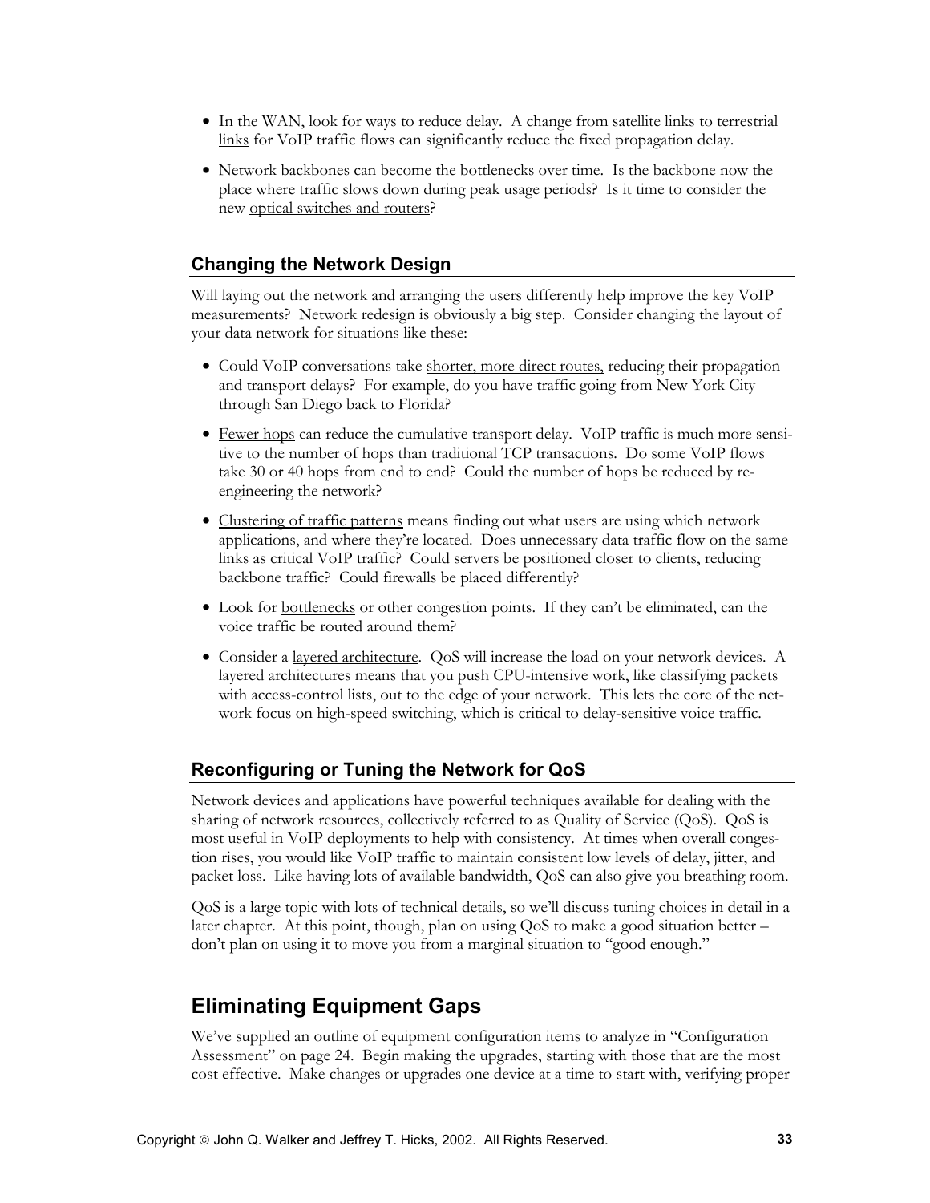- In the WAN, look for ways to reduce delay. A change from satellite links to terrestrial links for VoIP traffic flows can significantly reduce the fixed propagation delay.
- Network backbones can become the bottlenecks over time. Is the backbone now the place where traffic slows down during peak usage periods? Is it time to consider the new optical switches and routers?

### Changing the Network Design

Will laying out the network and arranging the users differently help improve the key VoIP measurements? Network redesign is obviously a big step. Consider changing the layout of your data network for situations like these:

- Could VoIP conversations take shorter, more direct routes, reducing their propagation and transport delays? For example, do you have traffic going from New York City through San Diego back to Florida?
- Fewer hops can reduce the cumulative transport delay. VoIP traffic is much more sensitive to the number of hops than traditional TCP transactions. Do some VoIP flows take 30 or 40 hops from end to end? Could the number of hops be reduced by re-engineering the network?
- Clustering of traffic patterns means finding out what users are using which network applications, and where they're located. Does unnecessary data traffic flow on the same links as critical VoIP traffic? Could servers be positioned closer to clients, reducing backbone traffic? Could firewalls be placed differently?
- Look for bottlenecks or other congestion points. If they can't be eliminated, can the voice traffic be routed around them?
- Consider a layered architecture. QoS will increase the load on your network devices. A layered architectures means that you push CPU-intensive work, like classifying packets with access-control lists, out to the edge of your network. This lets the core of the network focus on high-speed switching, which is critical to delay-sensitive voice traffic.

### Reconfiguring or Tuning the Network for QoS

Network devices and applications have powerful techniques available for dealing with the sharing of network resources, collectively referred to as Quality of Service (QoS). QoS is most useful in VoIP deployments to help with consistency. At times when overall congestion rises, you would like VoIP traffic to maintain consistent low levels of delay, jitter, and packet loss. Like having lots of available bandwidth, QoS can also give you breathing room.

QoS is a large topic with lots of technical details, so we'll discuss tuning choices in detail in a later chapter. At this point, though, plan on using QoS to make a good situation better – don't plan on using it to move you from a marginal situation to "good enough."

## Eliminating Equipment Gaps

We've supplied an outline of equipment configuration items to analyze in "Configuration Assessment" on page 24. Begin making the upgrades, starting with those that are the most cost effective. Make changes or upgrades one device at a time to start with, verifying proper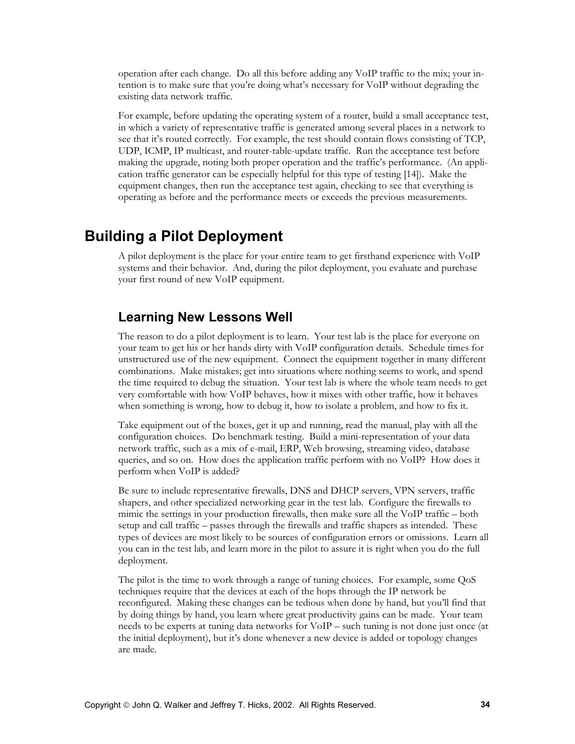operation after each change. Do all this before adding any VoIP traffic to the mix; your intention is to make sure that you're doing what's necessary for VoIP without degrading the existing data network traffic.

For example, before updating the operating system of a router, build a small acceptance test, in which a variety of representative traffic is generated among several places in a network to see that it's routed correctly. For example, the test should contain flows consisting of TCP, UDP, ICMP, IP multicast, and router-table-update traffic. Run the acceptance test before making the upgrade, noting both proper operation and the traffic's performance. (An application traffic generator can be especially helpful for this type of testing [14]). Make the equipment changes, then run the acceptance test again, checking to see that everything is operating as before and the performance meets or exceeds the previous measurements.

# Building a Pilot Deployment

A pilot deployment is the place for your entire team to get firsthand experience with VoIP systems and their behavior. And, during the pilot deployment, you evaluate and purchase your first round of new VoIP equipment.

## Learning New Lessons Well

The reason to do a pilot deployment is to learn. Your test lab is the place for everyone on your team to get his or her hands dirty with VoIP configuration details. Schedule times for unstructured use of the new equipment. Connect the equipment together in many different combinations. Make mistakes; get into situations where nothing seems to work, and spend the time required to debug the situation. Your test lab is where the whole team needs to get very comfortable with how VoIP behaves, how it mixes with other traffic, how it behaves when something is wrong, how to debug it, how to isolate a problem, and how to fix it.

Take equipment out of the boxes, get it up and running, read the manual, play with all the configuration choices. Do benchmark testing. Build a mini-representation of your data network traffic, such as a mix of e-mail, ERP, Web browsing, streaming video, database queries, and so on. How does the application traffic perform with no VoIP? How does it perform when VoIP is added?

Be sure to include representative firewalls, DNS and DHCP servers, VPN servers, traffic shapers, and other specialized networking gear in the test lab. Configure the firewalls to mimic the settings in your production firewalls, then make sure all the VoIP traffic – both setup and call traffic – passes through the firewalls and traffic shapers as intended. These types of devices are most likely to be sources of configuration errors or omissions. Learn all you can in the test lab, and learn more in the pilot to assure it is right when you do the full deployment.

The pilot is the time to work through a range of tuning choices. For example, some QoS techniques require that the devices at each of the hops through the IP network be reconfigured. Making these changes can be tedious when done by hand, but you'll find that by doing things by hand, you learn where great productivity gains can be made. Your team needs to be experts at tuning data networks for VoIP – such tuning is not done just once (at the initial deployment), but it's done whenever a new device is added or topology changes are made.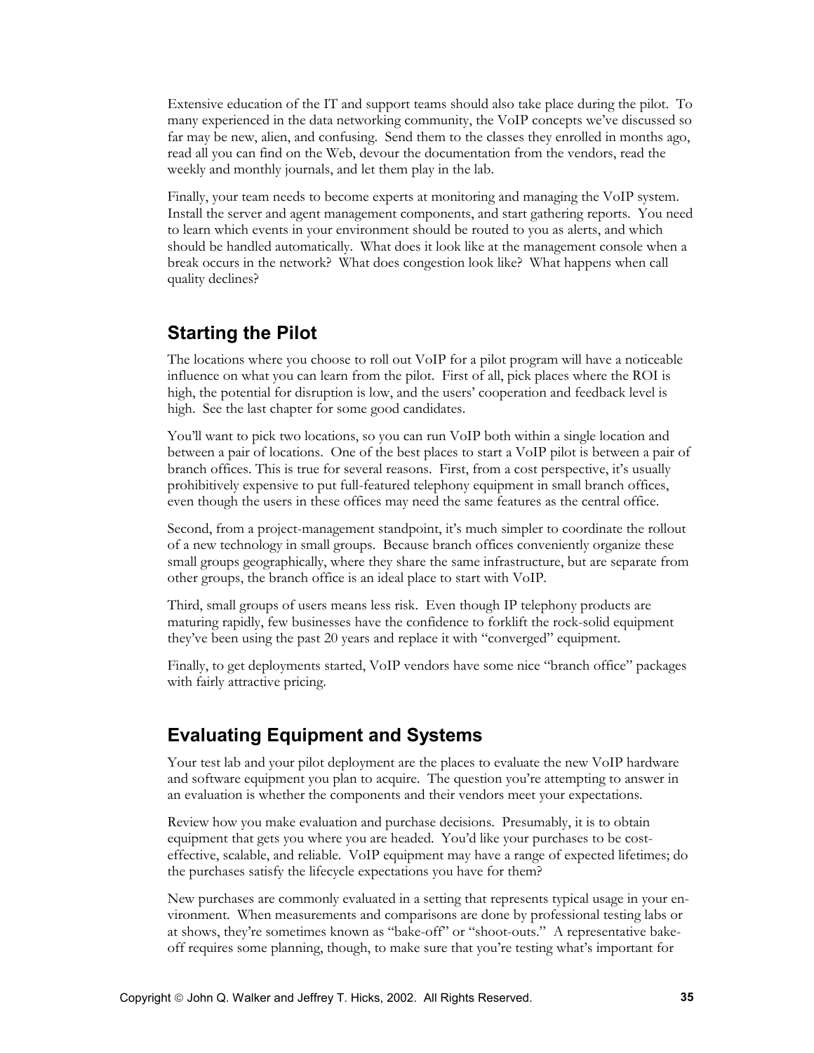Extensive education of the IT and support teams should also take place during the pilot. To many experienced in the data networking community, the VoIP concepts we've discussed so far may be new, alien, and confusing. Send them to the classes they enrolled in months ago, read all you can find on the Web, devour the documentation from the vendors, read the weekly and monthly journals, and let them play in the lab.

Finally, your team needs to become experts at monitoring and managing the VoIP system. Install the server and agent management components, and start gathering reports. You need to learn which events in your environment should be routed to you as alerts, and which should be handled automatically. What does it look like at the management console when a break occurs in the network? What does congestion look like? What happens when call quality declines?

## Starting the Pilot

The locations where you choose to roll out VoIP for a pilot program will have a noticeable influence on what you can learn from the pilot. First of all, pick places where the ROI is high, the potential for disruption is low, and the users' cooperation and feedback level is high. See the last chapter for some good candidates.

You'll want to pick two locations, so you can run VoIP both within a single location and between a pair of locations. One of the best places to start a VoIP pilot is between a pair of branch offices. This is true for several reasons. First, from a cost perspective, it's usually prohibitively expensive to put full-featured telephony equipment in small branch offices, even though the users in these offices may need the same features as the central office.

Second, from a project-management standpoint, it's much simpler to coordinate the rollout of a new technology in small groups. Because branch offices conveniently organize these small groups geographically, where they share the same infrastructure, but are separate from other groups, the branch office is an ideal place to start with VoIP.

Third, small groups of users means less risk. Even though IP telephony products are maturing rapidly, few businesses have the confidence to forklift the rock-solid equipment they've been using the past 20 years and replace it with "converged" equipment.

Finally, to get deployments started, VoIP vendors have some nice "branch office" packages with fairly attractive pricing.

## Evaluating Equipment and Systems

Your test lab and your pilot deployment are the places to evaluate the new VoIP hardware and software equipment you plan to acquire. The question you're attempting to answer in an evaluation is whether the components and their vendors meet your expectations.

Review how you make evaluation and purchase decisions. Presumably, it is to obtain equipment that gets you where you are headed. You'd like your purchases to be cost-effective, scalable, and reliable. VoIP equipment may have a range of expected lifetimes; do the purchases satisfy the lifecycle expectations you have for them?

New purchases are commonly evaluated in a setting that represents typical usage in your environment. When measurements and comparisons are done by professional testing labs or at shows, they're sometimes known as "bake-off" or "shoot-outs." A representative bake-off requires some planning, though, to make sure that you're testing what's important for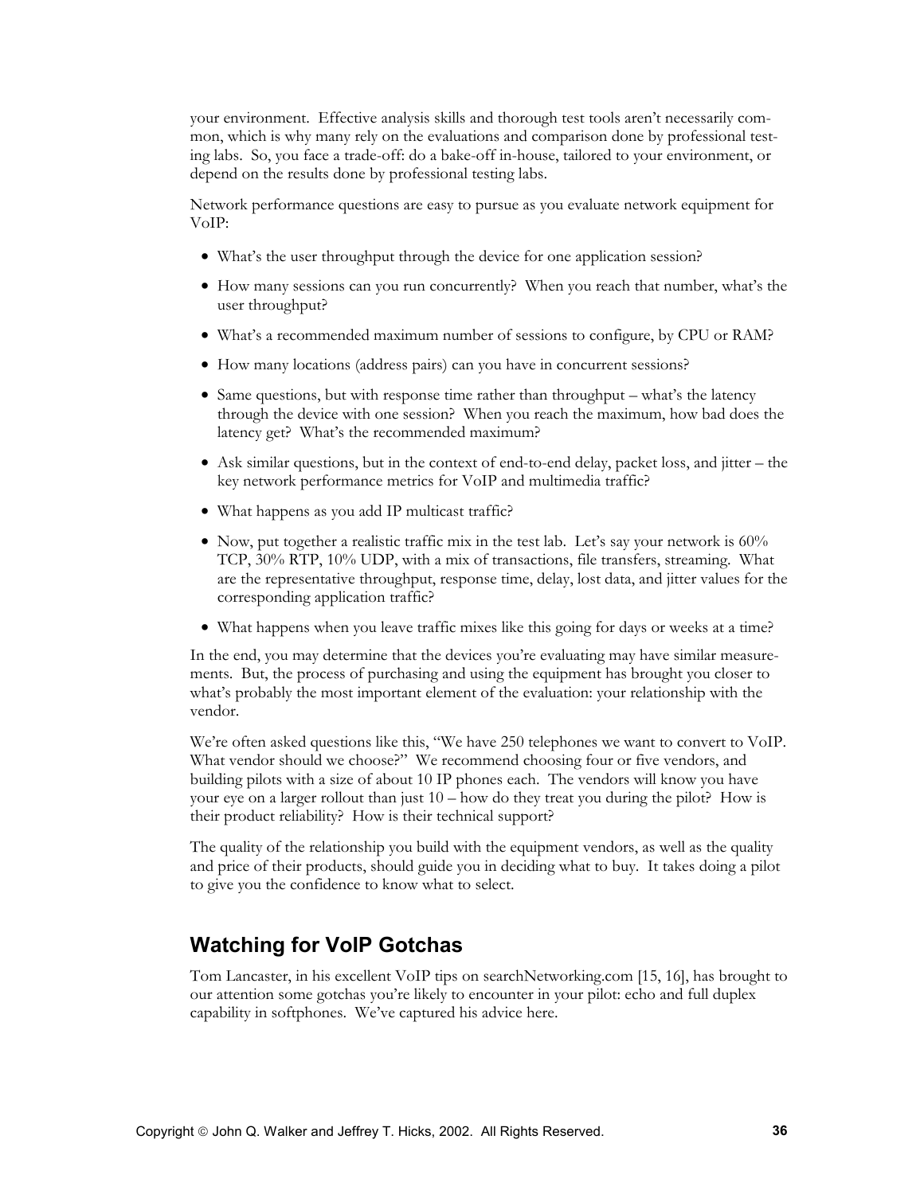your environment. Effective analysis skills and thorough test tools aren't necessarily common, which is why many rely on the evaluations and comparison done by professional testing labs. So, you face a trade-off: do a bake-off in-house, tailored to your environment, or depend on the results done by professional testing labs.

Network performance questions are easy to pursue as you evaluate network equipment for VoIP:

- What's the user throughput through the device for one application session?
- How many sessions can you run concurrently? When you reach that number, what's the user throughput?
- What's a recommended maximum number of sessions to configure, by CPU or RAM?
- How many locations (address pairs) can you have in concurrent sessions?
- Same questions, but with response time rather than throughput – what's the latency through the device with one session? When you reach the maximum, how bad does the latency get? What's the recommended maximum?
- Ask similar questions, but in the context of end-to-end delay, packet loss, and jitter – the key network performance metrics for VoIP and multimedia traffic?
- What happens as you add IP multicast traffic?
- Now, put together a realistic traffic mix in the test lab. Let's say your network is 60% TCP, 30% RTP, 10% UDP, with a mix of transactions, file transfers, streaming. What are the representative throughput, response time, delay, lost data, and jitter values for the corresponding application traffic?
- What happens when you leave traffic mixes like this going for days or weeks at a time?

In the end, you may determine that the devices you're evaluating may have similar measurements. But, the process of purchasing and using the equipment has brought you closer to what's probably the most important element of the evaluation: your relationship with the vendor.

We're often asked questions like this, "We have 250 telephones we want to convert to VoIP. What vendor should we choose?" We recommend choosing four or five vendors, and building pilots with a size of about 10 IP phones each. The vendors will know you have your eye on a larger rollout than just 10 – how do they treat you during the pilot? How is their product reliability? How is their technical support?

The quality of the relationship you build with the equipment vendors, as well as the quality and price of their products, should guide you in deciding what to buy. It takes doing a pilot to give you the confidence to know what to select.

## Watching for VoIP Gotchas

Tom Lancaster, in his excellent VoIP tips on searchNetworking.com [15, 16], has brought to our attention some gotchas you're likely to encounter in your pilot: echo and full duplex capability in softphones. We've captured his advice here.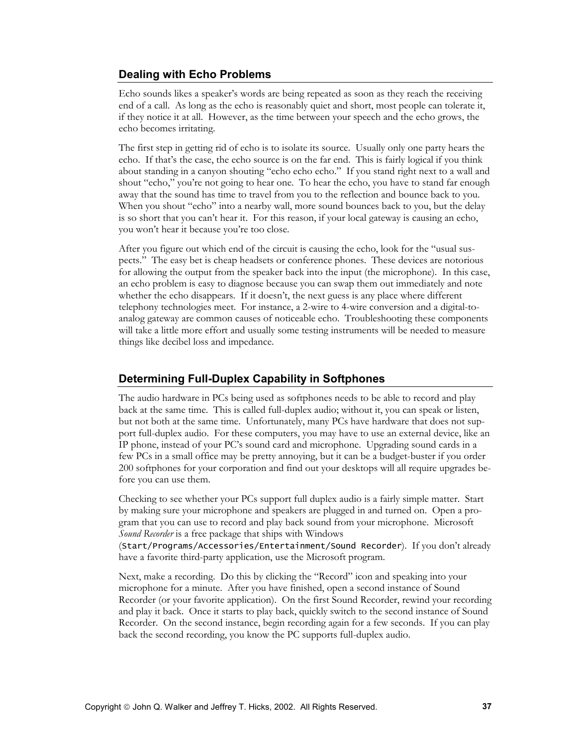## Dealing with Echo Problems

Echo sounds likes a speaker's words are being repeated as soon as they reach the receiving end of a call. As long as the echo is reasonably quiet and short, most people can tolerate it, if they notice it at all. However, as the time between your speech and the echo grows, the echo becomes irritating.

The first step in getting rid of echo is to isolate its source. Usually only one party hears the echo. If that's the case, the echo source is on the far end. This is fairly logical if you think about standing in a canyon shouting "echo echo echo." If you stand right next to a wall and shout "echo," you're not going to hear one. To hear the echo, you have to stand far enough away that the sound has time to travel from you to the reflection and bounce back to you. When you shout "echo" into a nearby wall, more sound bounces back to you, but the delay is so short that you can't hear it. For this reason, if your local gateway is causing an echo, you won't hear it because you're too close.

After you figure out which end of the circuit is causing the echo, look for the "usual suspects." The easy bet is cheap headsets or conference phones. These devices are notorious for allowing the output from the speaker back into the input (the microphone). In this case, an echo problem is easy to diagnose because you can swap them out immediately and note whether the echo disappears. If it doesn't, the next guess is any place where different telephony technologies meet. For instance, a 2-wire to 4-wire conversion and a digital-to-analog gateway are common causes of noticeable echo. Troubleshooting these components will take a little more effort and usually some testing instruments will be needed to measure things like decibel loss and impedance.

## Determining Full-Duplex Capability in Softphones

The audio hardware in PCs being used as softphones needs to be able to record and play back at the same time. This is called full-duplex audio; without it, you can speak or listen, but not both at the same time. Unfortunately, many PCs have hardware that does not support full-duplex audio. For these computers, you may have to use an external device, like an IP phone, instead of your PC's sound card and microphone. Upgrading sound cards in a few PCs in a small office may be pretty annoying, but it can be a budget-buster if you order 200 softphones for your corporation and find out your desktops will all require upgrades before you can use them.

Checking to see whether your PCs support full duplex audio is a fairly simple matter. Start by making sure your microphone and speakers are plugged in and turned on. Open a program that you can use to record and play back sound from your microphone. Microsoft *Sound Recorder* is a free package that ships with Windows (`Start/Programs/Accessories/Entertainment/Sound Recorder`). If you don't already have a favorite third-party application, use the Microsoft program.

Next, make a recording. Do this by clicking the "Record" icon and speaking into your microphone for a minute. After you have finished, open a second instance of Sound Recorder (or your favorite application). On the first Sound Recorder, rewind your recording and play it back. Once it starts to play back, quickly switch to the second instance of Sound Recorder. On the second instance, begin recording again for a few seconds. If you can play back the second recording, you know the PC supports full-duplex audio.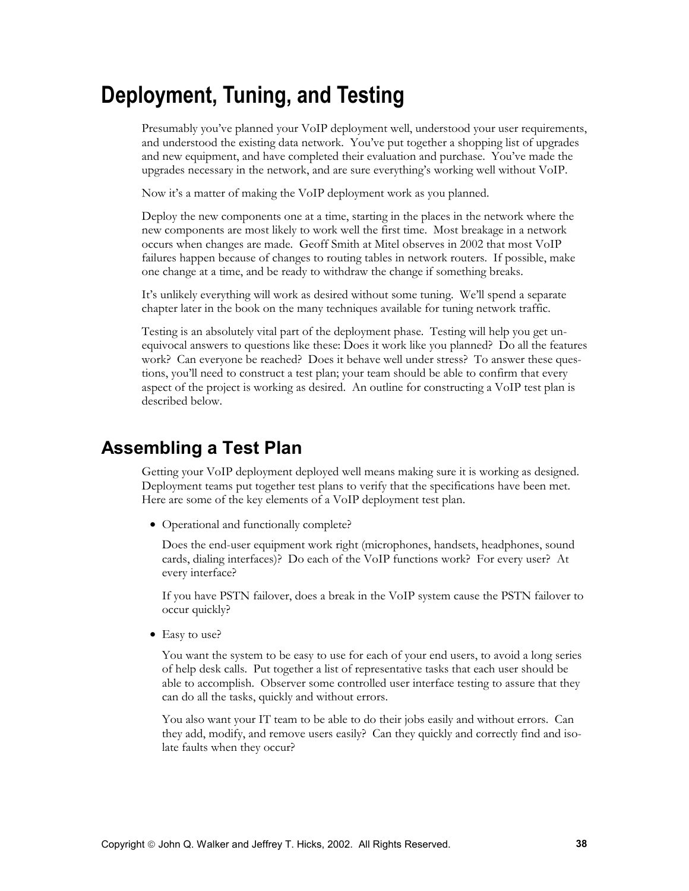# Deployment, Tuning, and Testing

Presumably you've planned your VoIP deployment well, understood your user requirements, and understood the existing data network. You've put together a shopping list of upgrades and new equipment, and have completed their evaluation and purchase. You've made the upgrades necessary in the network, and are sure everything's working well without VoIP.

Now it's a matter of making the VoIP deployment work as you planned.

Deploy the new components one at a time, starting in the places in the network where the new components are most likely to work well the first time. Most breakage in a network occurs when changes are made. Geoff Smith at Mitel observes in 2002 that most VoIP failures happen because of changes to routing tables in network routers. If possible, make one change at a time, and be ready to withdraw the change if something breaks.

It's unlikely everything will work as desired without some tuning. We'll spend a separate chapter later in the book on the many techniques available for tuning network traffic.

Testing is an absolutely vital part of the deployment phase. Testing will help you get unequivocal answers to questions like these: Does it work like you planned? Do all the features work? Can everyone be reached? Does it behave well under stress? To answer these questions, you'll need to construct a test plan; your team should be able to confirm that every aspect of the project is working as desired. An outline for constructing a VoIP test plan is described below.

## Assembling a Test Plan

Getting your VoIP deployment deployed well means making sure it is working as designed. Deployment teams put together test plans to verify that the specifications have been met. Here are some of the key elements of a VoIP deployment test plan.

- Operational and functionally complete?

  Does the end-user equipment work right (microphones, handsets, headphones, sound cards, dialing interfaces)? Do each of the VoIP functions work? For every user? At every interface?

  If you have PSTN failover, does a break in the VoIP system cause the PSTN failover to occur quickly?

- Easy to use?

  You want the system to be easy to use for each of your end users, to avoid a long series of help desk calls. Put together a list of representative tasks that each user should be able to accomplish. Observer some controlled user interface testing to assure that they can do all the tasks, quickly and without errors.

  You also want your IT team to be able to do their jobs easily and without errors. Can they add, modify, and remove users easily? Can they quickly and correctly find and isolate faults when they occur?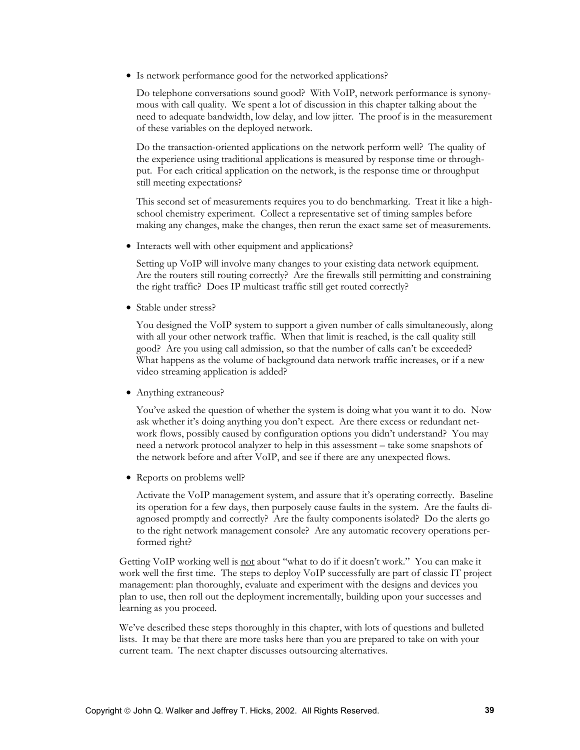- Is network performance good for the networked applications?

  Do telephone conversations sound good? With VoIP, network performance is synonymous with call quality. We spent a lot of discussion in this chapter talking about the need to adequate bandwidth, low delay, and low jitter. The proof is in the measurement of these variables on the deployed network.

  Do the transaction-oriented applications on the network perform well? The quality of the experience using traditional applications is measured by response time or throughput. For each critical application on the network, is the response time or throughput still meeting expectations?

  This second set of measurements requires you to do benchmarking. Treat it like a high-school chemistry experiment. Collect a representative set of timing samples before making any changes, make the changes, then rerun the exact same set of measurements.

- Interacts well with other equipment and applications?

  Setting up VoIP will involve many changes to your existing data network equipment. Are the routers still routing correctly? Are the firewalls still permitting and constraining the right traffic? Does IP multicast traffic still get routed correctly?

- Stable under stress?

  You designed the VoIP system to support a given number of calls simultaneously, along with all your other network traffic. When that limit is reached, is the call quality still good? Are you using call admission, so that the number of calls can't be exceeded? What happens as the volume of background data network traffic increases, or if a new video streaming application is added?

- Anything extraneous?

  You've asked the question of whether the system is doing what you want it to do. Now ask whether it's doing anything you don't expect. Are there excess or redundant network flows, possibly caused by configuration options you didn't understand? You may need a network protocol analyzer to help in this assessment – take some snapshots of the network before and after VoIP, and see if there are any unexpected flows.

- Reports on problems well?

  Activate the VoIP management system, and assure that it's operating correctly. Baseline its operation for a few days, then purposely cause faults in the system. Are the faults diagnosed promptly and correctly? Are the faulty components isolated? Do the alerts go to the right network management console? Are any automatic recovery operations performed right?

Getting VoIP working well is <u>not</u> about "what to do if it doesn't work." You can make it work well the first time. The steps to deploy VoIP successfully are part of classic IT project management: plan thoroughly, evaluate and experiment with the designs and devices you plan to use, then roll out the deployment incrementally, building upon your successes and learning as you proceed.

We've described these steps thoroughly in this chapter, with lots of questions and bulleted lists. It may be that there are more tasks here than you are prepared to take on with your current team. The next chapter discusses outsourcing alternatives.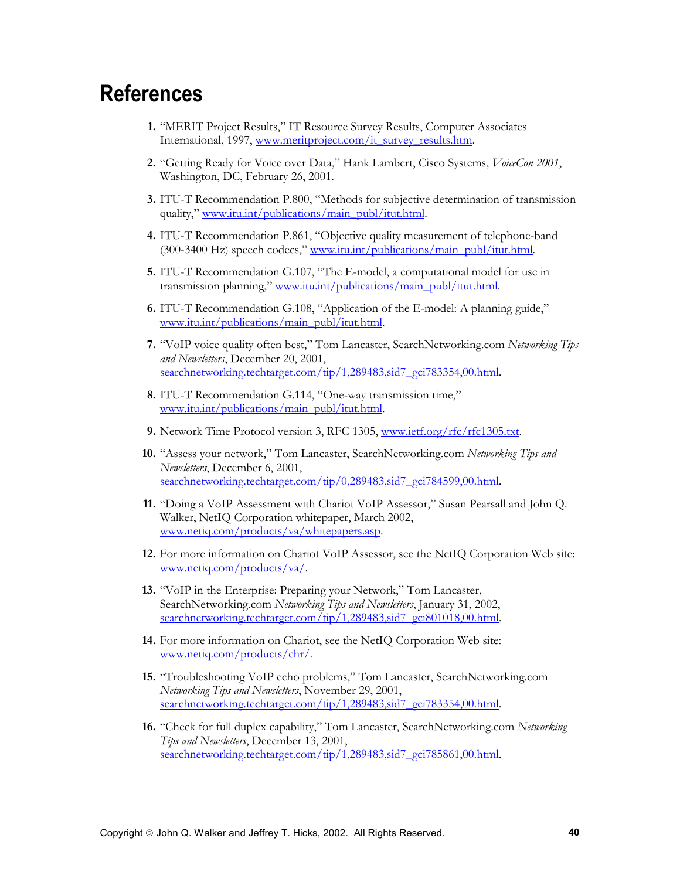# References

1. "MERIT Project Results," IT Resource Survey Results, Computer Associates International, 1997, www.meritproject.com/it_survey_results.htm.

2. "Getting Ready for Voice over Data," Hank Lambert, Cisco Systems, *VoiceCon 2001*, Washington, DC, February 26, 2001.

3. ITU-T Recommendation P.800, "Methods for subjective determination of transmission quality," www.itu.int/publications/main_publ/itut.html.

4. ITU-T Recommendation P.861, "Objective quality measurement of telephone-band (300-3400 Hz) speech codecs," www.itu.int/publications/main_publ/itut.html.

5. ITU-T Recommendation G.107, "The E-model, a computational model for use in transmission planning," www.itu.int/publications/main_publ/itut.html.

6. ITU-T Recommendation G.108, "Application of the E-model: A planning guide," www.itu.int/publications/main_publ/itut.html.

7. "VoIP voice quality often best," Tom Lancaster, SearchNetworking.com *Networking Tips and Newsletters*, December 20, 2001, searchnetworking.techtarget.com/tip/1,289483,sid7_gci783354,00.html.

8. ITU-T Recommendation G.114, "One-way transmission time," www.itu.int/publications/main_publ/itut.html.

9. Network Time Protocol version 3, RFC 1305, www.ietf.org/rfc/rfc1305.txt.

10. "Assess your network," Tom Lancaster, SearchNetworking.com *Networking Tips and Newsletters*, December 6, 2001, searchnetworking.techtarget.com/tip/0,289483,sid7_gci784599,00.html.

11. "Doing a VoIP Assessment with Chariot VoIP Assessor," Susan Pearsall and John Q. Walker, NetIQ Corporation whitepaper, March 2002, www.netiq.com/products/va/whitepapers.asp.

12. For more information on Chariot VoIP Assessor, see the NetIQ Corporation Web site: www.netiq.com/products/va/.

13. "VoIP in the Enterprise: Preparing your Network," Tom Lancaster, SearchNetworking.com *Networking Tips and Newsletters*, January 31, 2002, searchnetworking.techtarget.com/tip/1,289483,sid7_gci801018,00.html.

14. For more information on Chariot, see the NetIQ Corporation Web site: www.netiq.com/products/chr/.

15. "Troubleshooting VoIP echo problems," Tom Lancaster, SearchNetworking.com *Networking Tips and Newsletters*, November 29, 2001, searchnetworking.techtarget.com/tip/1,289483,sid7_gci783354,00.html.

16. "Check for full duplex capability," Tom Lancaster, SearchNetworking.com *Networking Tips and Newsletters*, December 13, 2001, searchnetworking.techtarget.com/tip/1,289483,sid7_gci785861,00.html.

Copyright © John Q. Walker and Jeffrey T. Hicks, 2002. All Rights Reserved.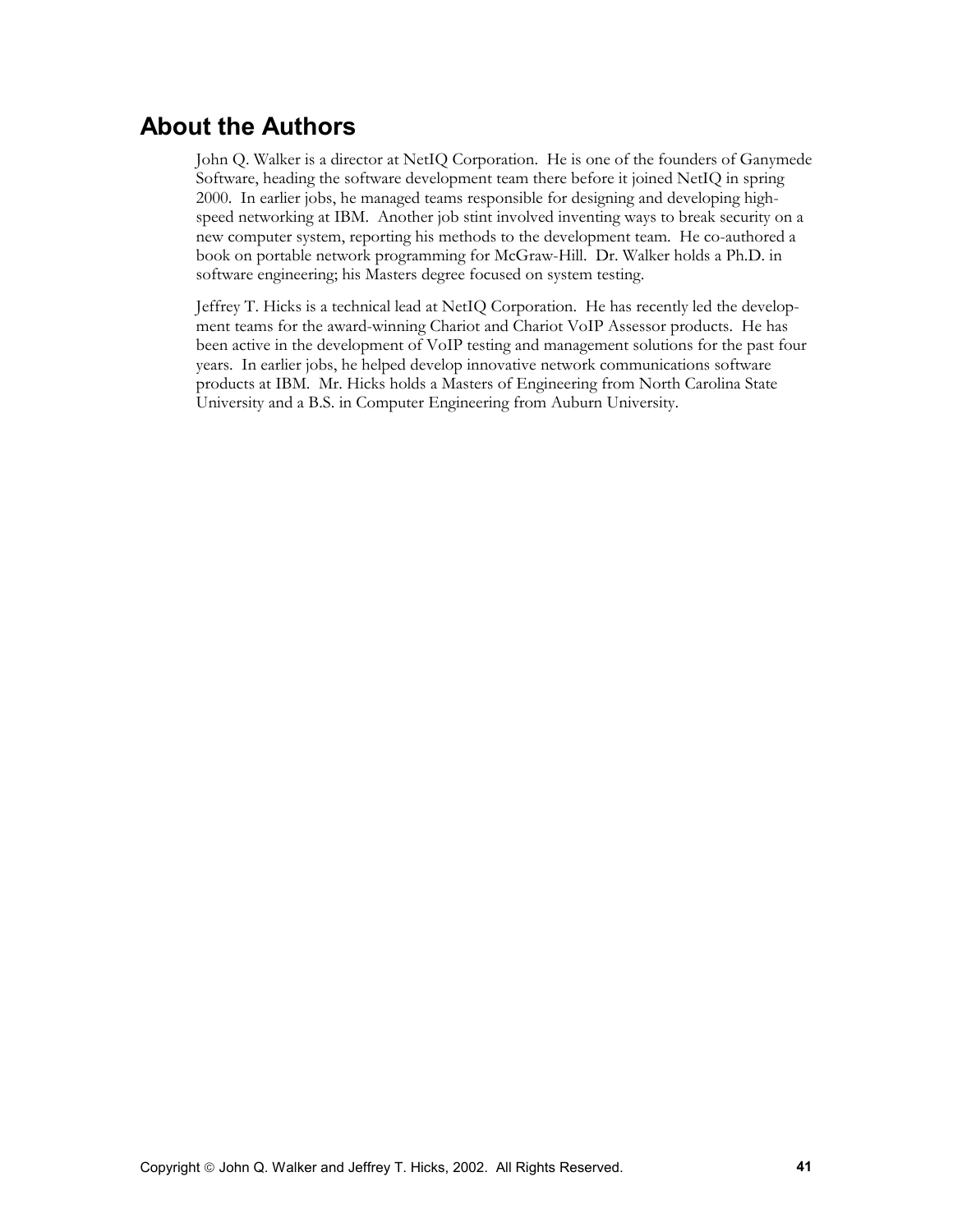## About the Authors

John Q. Walker is a director at NetIQ Corporation. He is one of the founders of Ganymede Software, heading the software development team there before it joined NetIQ in spring 2000. In earlier jobs, he managed teams responsible for designing and developing high-speed networking at IBM. Another job stint involved inventing ways to break security on a new computer system, reporting his methods to the development team. He co-authored a book on portable network programming for McGraw-Hill. Dr. Walker holds a Ph.D. in software engineering; his Masters degree focused on system testing.

Jeffrey T. Hicks is a technical lead at NetIQ Corporation. He has recently led the development teams for the award-winning Chariot and Chariot VoIP Assessor products. He has been active in the development of VoIP testing and management solutions for the past four years. In earlier jobs, he helped develop innovative network communications software products at IBM. Mr. Hicks holds a Masters of Engineering from North Carolina State University and a B.S. in Computer Engineering from Auburn University.